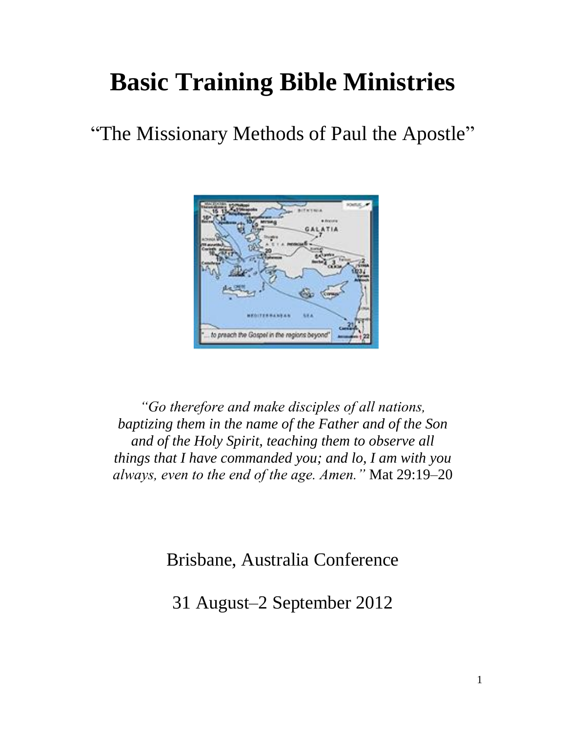# Basic Training Bible Ministries

## "The Missionary Methods of Paul the Apostle"

*"Go therefore and make disciples of all nations, baptizing them in the name of the Father and of the Son and of the Holy Spirit, teaching them to observe all things that I have commanded you; and lo, I am with you always, even to the end of the age. Amen."* Mat 29:19–20

Brisbane, Australia Conference

31 August–2 September 2012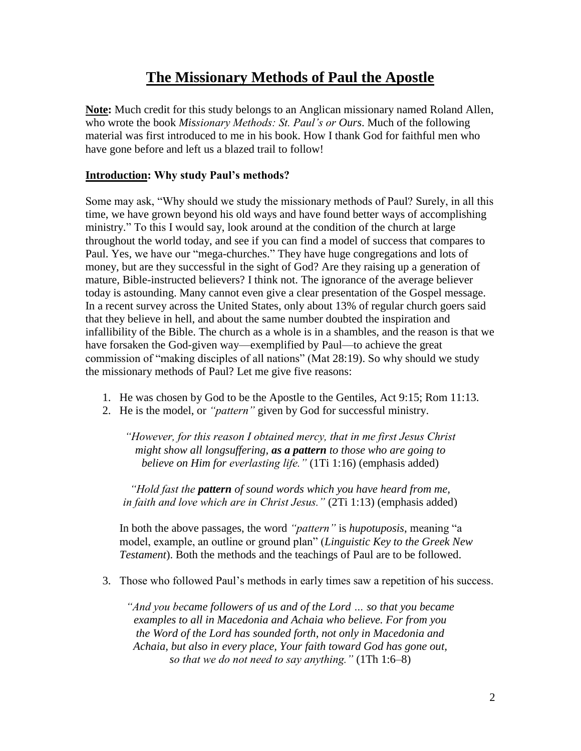# The Missionary Methods of Paul the Apostle

**Note:** Much credit for this study belongs to an Anglican missionary named Roland Allen, who wrote the book *Missionary Methods: St. Paul's or Ours*. Much of the following material was first introduced to me in his book. How I thank God for faithful men who have gone before and left us a blazed trail to follow!

**Introduction: Why study Paul's methods?**

Some may ask, "Why should we study the missionary methods of Paul? Surely, in all this time, we have grown beyond his old ways and have found better ways of accomplishing ministry." To this I would say, look around at the condition of the church at large throughout the world today, and see if you can find a model of success that compares to Paul. Yes, we have our "mega-churches." They have huge congregations and lots of money, but are they successful in the sight of God? Are they raising up a generation of mature, Bible-instructed believers? I think not. The ignorance of the average believer today is astounding. Many cannot even give a clear presentation of the Gospel message. In a recent survey across the United States, only about 13% of regular church goers said that they believe in hell, and about the same number doubted the inspiration and infallibility of the Bible. The church as a whole is in a shambles, and the reason is that we have forsaken the God-given way—exemplified by Paul—to achieve the great commission of "making disciples of all nations" (Mat 28:19). So why should we study the missionary methods of Paul? Let me give five reasons:

1. He was chosen by God to be the Apostle to the Gentiles, Act 9:15; Rom 11:13.
2. He is the model, or *"pattern"* given by God for successful ministry.

   *"However, for this reason I obtained mercy, that in me first Jesus Christ might show all longsuffering, **as a pattern** to those who are going to believe on Him for everlasting life."* (1Ti 1:16) (emphasis added)

   *"Hold fast the **pattern** of sound words which you have heard from me, in faith and love which are in Christ Jesus."* (2Ti 1:13) (emphasis added)

   In both the above passages, the word *"pattern"* is *hupotuposis*, meaning "a model, example, an outline or ground plan" (*Linguistic Key to the Greek New Testament*). Both the methods and the teachings of Paul are to be followed.

3. Those who followed Paul's methods in early times saw a repetition of his success.

   *"And you became followers of us and of the Lord … so that you became examples to all in Macedonia and Achaia who believe. For from you the Word of the Lord has sounded forth, not only in Macedonia and Achaia, but also in every place, Your faith toward God has gone out, so that we do not need to say anything."* (1Th 1:6–8)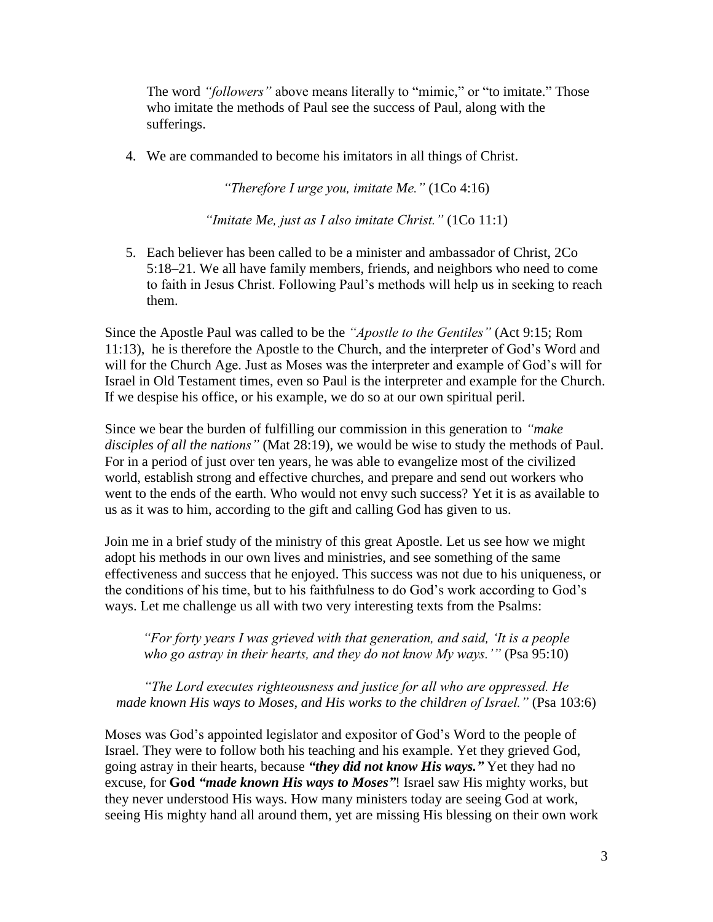The word *"followers"* above means literally to "mimic," or "to imitate." Those who imitate the methods of Paul see the success of Paul, along with the sufferings.

4. We are commanded to become his imitators in all things of Christ.

*"Therefore I urge you, imitate Me."* (1Co 4:16)

*"Imitate Me, just as I also imitate Christ."* (1Co 11:1)

5. Each believer has been called to be a minister and ambassador of Christ, 2Co 5:18–21. We all have family members, friends, and neighbors who need to come to faith in Jesus Christ. Following Paul's methods will help us in seeking to reach them.

Since the Apostle Paul was called to be the *"Apostle to the Gentiles"* (Act 9:15; Rom 11:13), he is therefore the Apostle to the Church, and the interpreter of God's Word and will for the Church Age. Just as Moses was the interpreter and example of God's will for Israel in Old Testament times, even so Paul is the interpreter and example for the Church. If we despise his office, or his example, we do so at our own spiritual peril.

Since we bear the burden of fulfilling our commission in this generation to *"make disciples of all the nations"* (Mat 28:19), we would be wise to study the methods of Paul. For in a period of just over ten years, he was able to evangelize most of the civilized world, establish strong and effective churches, and prepare and send out workers who went to the ends of the earth. Who would not envy such success? Yet it is as available to us as it was to him, according to the gift and calling God has given to us.

Join me in a brief study of the ministry of this great Apostle. Let us see how we might adopt his methods in our own lives and ministries, and see something of the same effectiveness and success that he enjoyed. This success was not due to his uniqueness, or the conditions of his time, but to his faithfulness to do God's work according to God's ways. Let me challenge us all with two very interesting texts from the Psalms:

*"For forty years I was grieved with that generation, and said, 'It is a people who go astray in their hearts, and they do not know My ways.'"* (Psa 95:10)

*"The Lord executes righteousness and justice for all who are oppressed. He made known His ways to Moses, and His works to the children of Israel."* (Psa 103:6)

Moses was God's appointed legislator and expositor of God's Word to the people of Israel. They were to follow both his teaching and his example. Yet they grieved God, going astray in their hearts, because ***"they did not know His ways."*** Yet they had no excuse, for **God *"made known His ways to Moses"*!** Israel saw His mighty works, but they never understood His ways. How many ministers today are seeing God at work, seeing His mighty hand all around them, yet are missing His blessing on their own work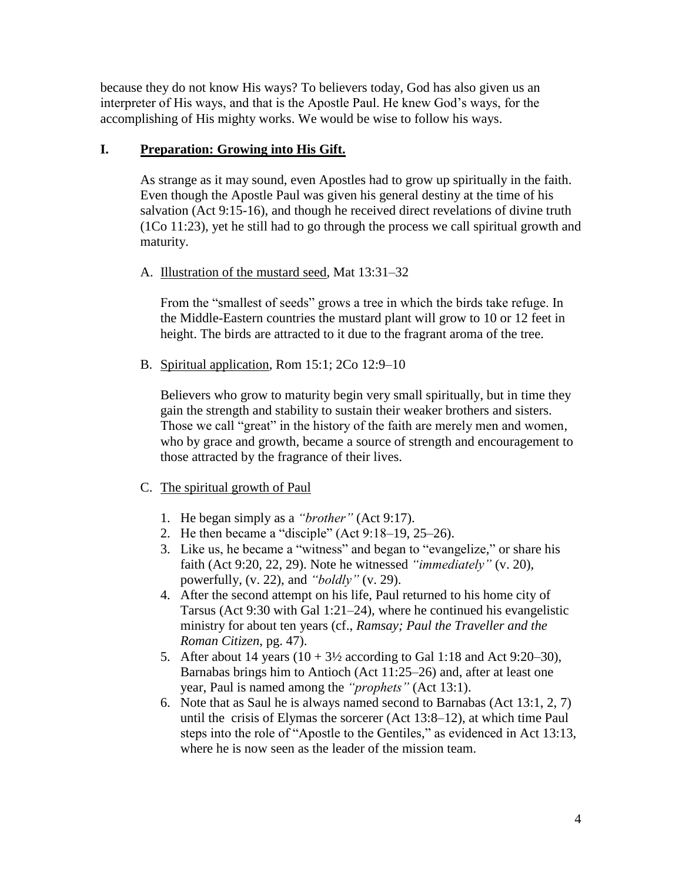because they do not know His ways? To believers today, God has also given us an interpreter of His ways, and that is the Apostle Paul. He knew God's ways, for the accomplishing of His mighty works. We would be wise to follow his ways.

## I. <u>Preparation: Growing into His Gift.</u>

As strange as it may sound, even Apostles had to grow up spiritually in the faith. Even though the Apostle Paul was given his general destiny at the time of his salvation (Act 9:15-16), and though he received direct revelations of divine truth (1Co 11:23), yet he still had to go through the process we call spiritual growth and maturity.

A. <u>Illustration of the mustard seed</u>, Mat 13:31–32

From the "smallest of seeds" grows a tree in which the birds take refuge. In the Middle-Eastern countries the mustard plant will grow to 10 or 12 feet in height. The birds are attracted to it due to the fragrant aroma of the tree.

B. <u>Spiritual application</u>, Rom 15:1; 2Co 12:9–10

Believers who grow to maturity begin very small spiritually, but in time they gain the strength and stability to sustain their weaker brothers and sisters. Those we call "great" in the history of the faith are merely men and women, who by grace and growth, became a source of strength and encouragement to those attracted by the fragrance of their lives.

C. <u>The spiritual growth of Paul</u>

1. He began simply as a *"brother"* (Act 9:17).
2. He then became a "disciple" (Act 9:18–19, 25–26).
3. Like us, he became a "witness" and began to "evangelize," or share his faith (Act 9:20, 22, 29). Note he witnessed *"immediately"* (v. 20), powerfully, (v. 22), and *"boldly"* (v. 29).
4. After the second attempt on his life, Paul returned to his home city of Tarsus (Act 9:30 with Gal 1:21–24), where he continued his evangelistic ministry for about ten years (cf., ***Ramsay; Paul the Traveller and the Roman Citizen***, pg. 47).
5. After about 14 years (10 + 3½ according to Gal 1:18 and Act 9:20–30), Barnabas brings him to Antioch (Act 11:25–26) and, after at least one year, Paul is named among the *"prophets"* (Act 13:1).
6. Note that as Saul he is always named second to Barnabas (Act 13:1, 2, 7) until the crisis of Elymas the sorcerer (Act 13:8–12), at which time Paul steps into the role of "Apostle to the Gentiles," as evidenced in Act 13:13, where he is now seen as the leader of the mission team.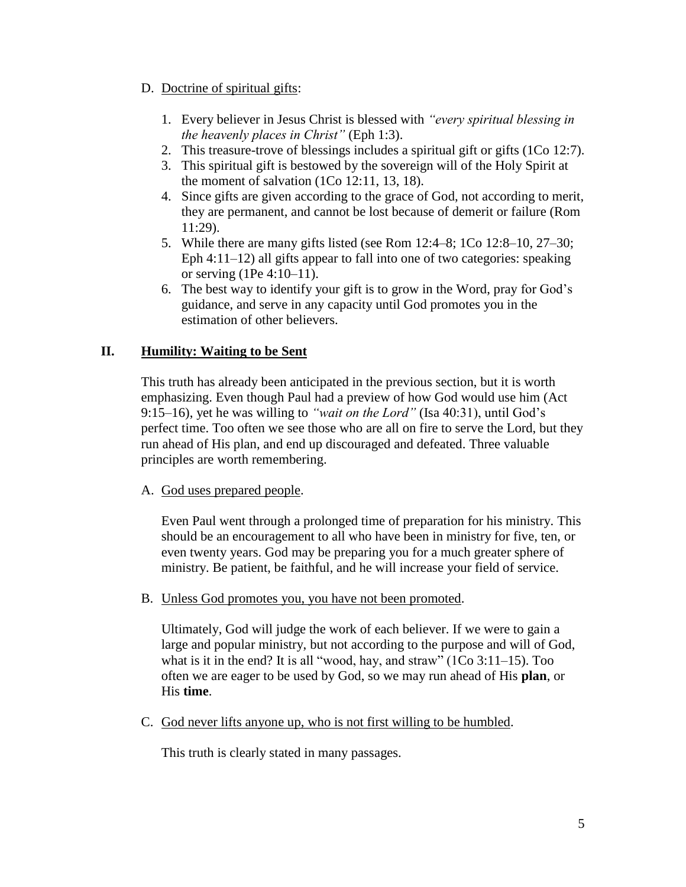D. <u>Doctrine of spiritual gifts</u>:

1. Every believer in Jesus Christ is blessed with *"every spiritual blessing in the heavenly places in Christ"* (Eph 1:3).
2. This treasure-trove of blessings includes a spiritual gift or gifts (1Co 12:7).
3. This spiritual gift is bestowed by the sovereign will of the Holy Spirit at the moment of salvation (1Co 12:11, 13, 18).
4. Since gifts are given according to the grace of God, not according to merit, they are permanent, and cannot be lost because of demerit or failure (Rom 11:29).
5. While there are many gifts listed (see Rom 12:4–8; 1Co 12:8–10, 27–30; Eph 4:11–12) all gifts appear to fall into one of two categories: speaking or serving (1Pe 4:10–11).
6. The best way to identify your gift is to grow in the Word, pray for God's guidance, and serve in any capacity until God promotes you in the estimation of other believers.

## II. Humility: Waiting to be Sent

This truth has already been anticipated in the previous section, but it is worth emphasizing. Even though Paul had a preview of how God would use him (Act 9:15–16), yet he was willing to *"wait on the Lord"* (Isa 40:31), until God's perfect time. Too often we see those who are all on fire to serve the Lord, but they run ahead of His plan, and end up discouraged and defeated. Three valuable principles are worth remembering.

A. <u>God uses prepared people</u>.

Even Paul went through a prolonged time of preparation for his ministry. This should be an encouragement to all who have been in ministry for five, ten, or even twenty years. God may be preparing you for a much greater sphere of ministry. Be patient, be faithful, and he will increase your field of service.

B. <u>Unless God promotes you, you have not been promoted</u>.

Ultimately, God will judge the work of each believer. If we were to gain a large and popular ministry, but not according to the purpose and will of God, what is it in the end? It is all "wood, hay, and straw" (1Co 3:11–15). Too often we are eager to be used by God, so we may run ahead of His **plan**, or His **time**.

C. <u>God never lifts anyone up, who is not first willing to be humbled</u>.

This truth is clearly stated in many passages.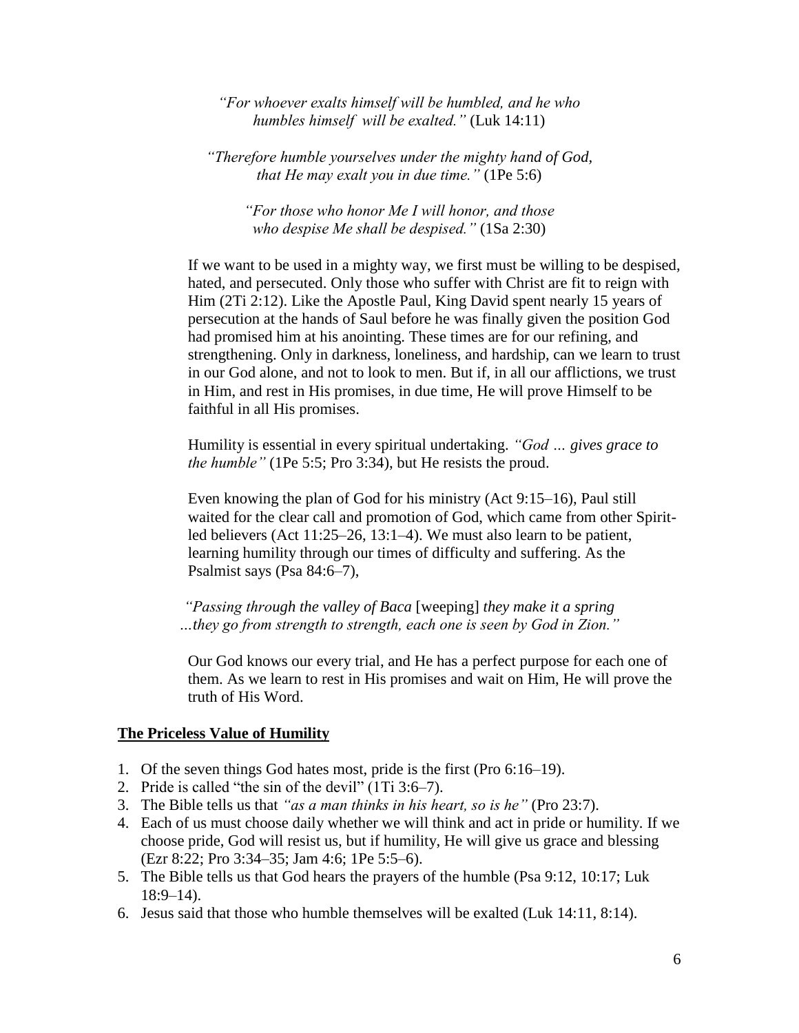*"For whoever exalts himself will be humbled, and he who humbles himself will be exalted."* (Luk 14:11)

*"Therefore humble yourselves under the mighty hand of God, that He may exalt you in due time."* (1Pe 5:6)

*"For those who honor Me I will honor, and those who despise Me shall be despised."* (1Sa 2:30)

If we want to be used in a mighty way, we first must be willing to be despised, hated, and persecuted. Only those who suffer with Christ are fit to reign with Him (2Ti 2:12). Like the Apostle Paul, King David spent nearly 15 years of persecution at the hands of Saul before he was finally given the position God had promised him at his anointing. These times are for our refining, and strengthening. Only in darkness, loneliness, and hardship, can we learn to trust in our God alone, and not to look to men. But if, in all our afflictions, we trust in Him, and rest in His promises, in due time, He will prove Himself to be faithful in all His promises.

Humility is essential in every spiritual undertaking. *"God … gives grace to the humble"* (1Pe 5:5; Pro 3:34), but He resists the proud.

Even knowing the plan of God for his ministry (Act 9:15–16), Paul still waited for the clear call and promotion of God, which came from other Spirit-led believers (Act 11:25–26, 13:1–4). We must also learn to be patient, learning humility through our times of difficulty and suffering. As the Psalmist says (Psa 84:6–7),

*"Passing through the valley of Baca* [weeping] *they make it a spring …they go from strength to strength, each one is seen by God in Zion."*

Our God knows our every trial, and He has a perfect purpose for each one of them. As we learn to rest in His promises and wait on Him, He will prove the truth of His Word.

**The Priceless Value of Humility**

1. Of the seven things God hates most, pride is the first (Pro 6:16–19).
2. Pride is called "the sin of the devil" (1Ti 3:6–7).
3. The Bible tells us that *"as a man thinks in his heart, so is he"* (Pro 23:7).
4. Each of us must choose daily whether we will think and act in pride or humility. If we choose pride, God will resist us, but if humility, He will give us grace and blessing (Ezr 8:22; Pro 3:34–35; Jam 4:6; 1Pe 5:5–6).
5. The Bible tells us that God hears the prayers of the humble (Psa 9:12, 10:17; Luk 18:9–14).
6. Jesus said that those who humble themselves will be exalted (Luk 14:11, 8:14).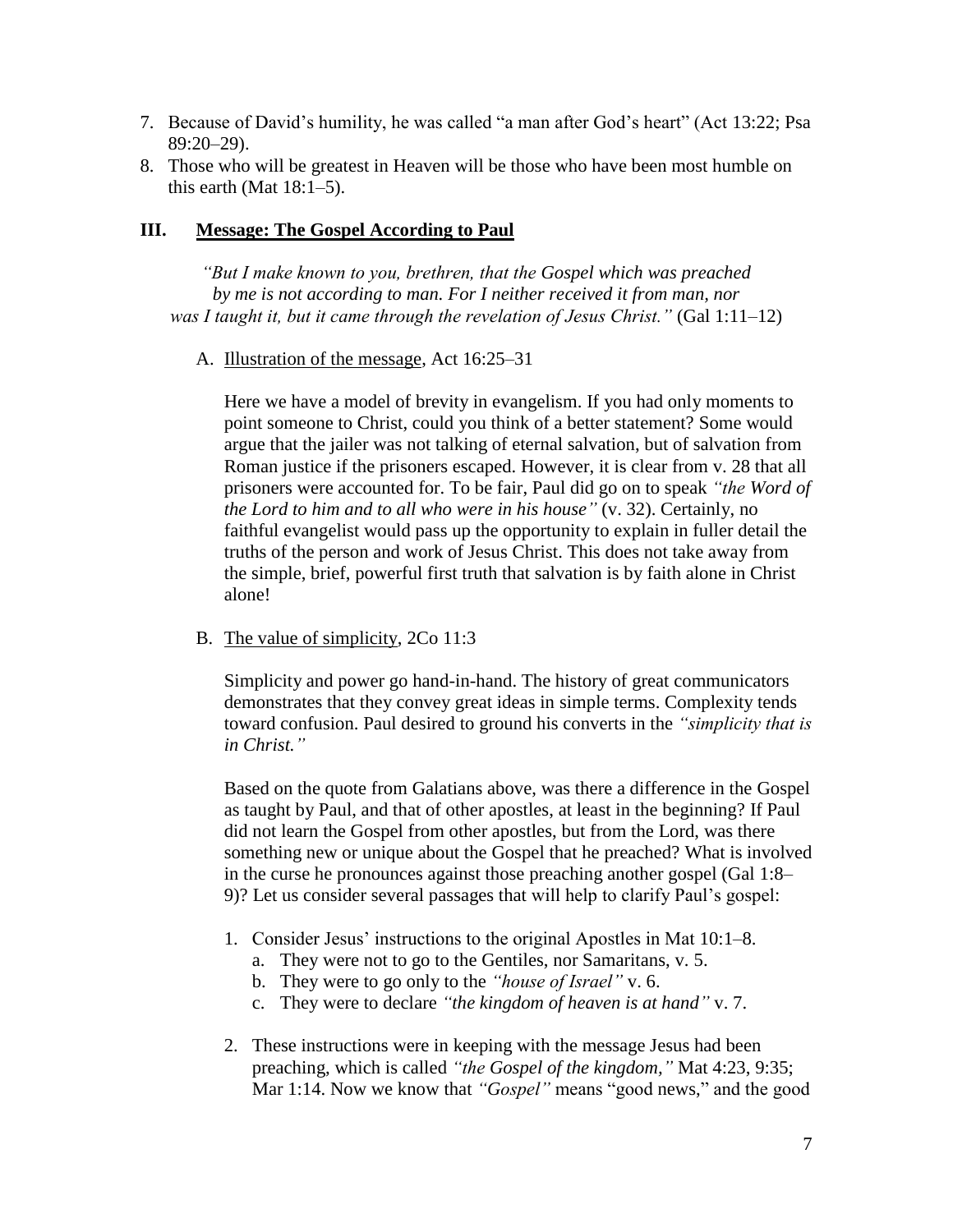7. Because of David's humility, he was called "a man after God's heart" (Act 13:22; Psa 89:20–29).
8. Those who will be greatest in Heaven will be those who have been most humble on this earth (Mat 18:1–5).

## III. Message: The Gospel According to Paul

*"But I make known to you, brethren, that the Gospel which was preached by me is not according to man. For I neither received it from man, nor was I taught it, but it came through the revelation of Jesus Christ."* (Gal 1:11–12)

A. Illustration of the message, Act 16:25–31

Here we have a model of brevity in evangelism. If you had only moments to point someone to Christ, could you think of a better statement? Some would argue that the jailer was not talking of eternal salvation, but of salvation from Roman justice if the prisoners escaped. However, it is clear from v. 28 that all prisoners were accounted for. To be fair, Paul did go on to speak *"the Word of the Lord to him and to all who were in his house"* (v. 32). Certainly, no faithful evangelist would pass up the opportunity to explain in fuller detail the truths of the person and work of Jesus Christ. This does not take away from the simple, brief, powerful first truth that salvation is by faith alone in Christ alone!

B. The value of simplicity, 2Co 11:3

Simplicity and power go hand-in-hand. The history of great communicators demonstrates that they convey great ideas in simple terms. Complexity tends toward confusion. Paul desired to ground his converts in the *"simplicity that is in Christ."*

Based on the quote from Galatians above, was there a difference in the Gospel as taught by Paul, and that of other apostles, at least in the beginning? If Paul did not learn the Gospel from other apostles, but from the Lord, was there something new or unique about the Gospel that he preached? What is involved in the curse he pronounces against those preaching another gospel (Gal 1:8–9)? Let us consider several passages that will help to clarify Paul's gospel:

1. Consider Jesus' instructions to the original Apostles in Mat 10:1–8.
   a. They were not to go to the Gentiles, nor Samaritans, v. 5.
   b. They were to go only to the *"house of Israel"* v. 6.
   c. They were to declare *"the kingdom of heaven is at hand"* v. 7.

2. These instructions were in keeping with the message Jesus had been preaching, which is called *"the Gospel of the kingdom,"* Mat 4:23, 9:35; Mar 1:14. Now we know that *"Gospel"* means "good news," and the good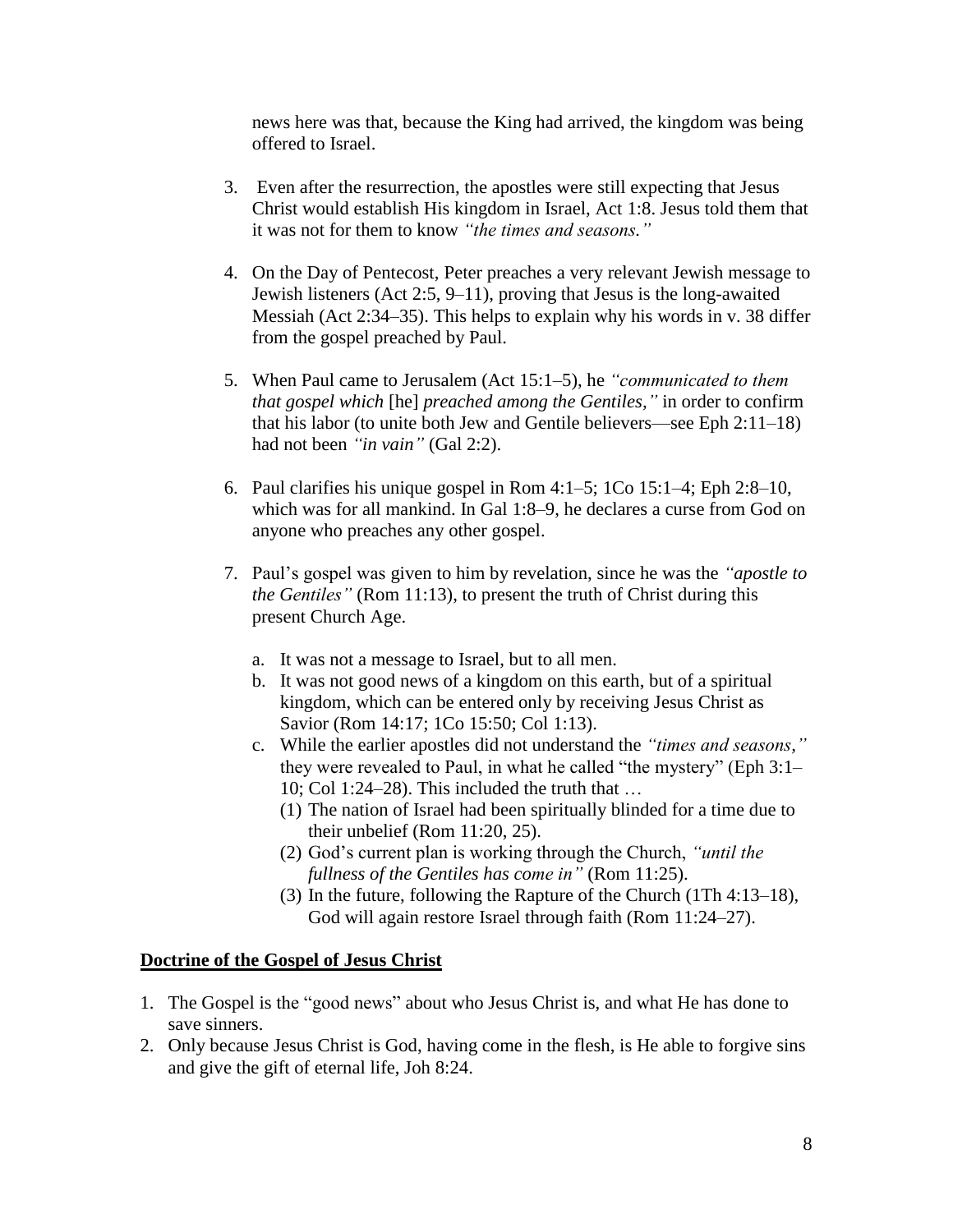news here was that, because the King had arrived, the kingdom was being offered to Israel.

3. Even after the resurrection, the apostles were still expecting that Jesus Christ would establish His kingdom in Israel, Act 1:8. Jesus told them that it was not for them to know *"the times and seasons."*

4. On the Day of Pentecost, Peter preaches a very relevant Jewish message to Jewish listeners (Act 2:5, 9–11), proving that Jesus is the long-awaited Messiah (Act 2:34–35). This helps to explain why his words in v. 38 differ from the gospel preached by Paul.

5. When Paul came to Jerusalem (Act 15:1–5), he *"communicated to them that gospel which* [he] *preached among the Gentiles,"* in order to confirm that his labor (to unite both Jew and Gentile believers—see Eph 2:11–18) had not been *"in vain"* (Gal 2:2).

6. Paul clarifies his unique gospel in Rom 4:1–5; 1Co 15:1–4; Eph 2:8–10, which was for all mankind. In Gal 1:8–9, he declares a curse from God on anyone who preaches any other gospel.

7. Paul's gospel was given to him by revelation, since he was the *"apostle to the Gentiles"* (Rom 11:13), to present the truth of Christ during this present Church Age.

   a. It was not a message to Israel, but to all men.
   b. It was not good news of a kingdom on this earth, but of a spiritual kingdom, which can be entered only by receiving Jesus Christ as Savior (Rom 14:17; 1Co 15:50; Col 1:13).
   c. While the earlier apostles did not understand the *"times and seasons,"* they were revealed to Paul, in what he called "the mystery" (Eph 3:1–10; Col 1:24–28). This included the truth that …
      (1) The nation of Israel had been spiritually blinded for a time due to their unbelief (Rom 11:20, 25).
      (2) God's current plan is working through the Church, *"until the fullness of the Gentiles has come in"* (Rom 11:25).
      (3) In the future, following the Rapture of the Church (1Th 4:13–18), God will again restore Israel through faith (Rom 11:24–27).

**Doctrine of the Gospel of Jesus Christ**

1. The Gospel is the "good news" about who Jesus Christ is, and what He has done to save sinners.
2. Only because Jesus Christ is God, having come in the flesh, is He able to forgive sins and give the gift of eternal life, Joh 8:24.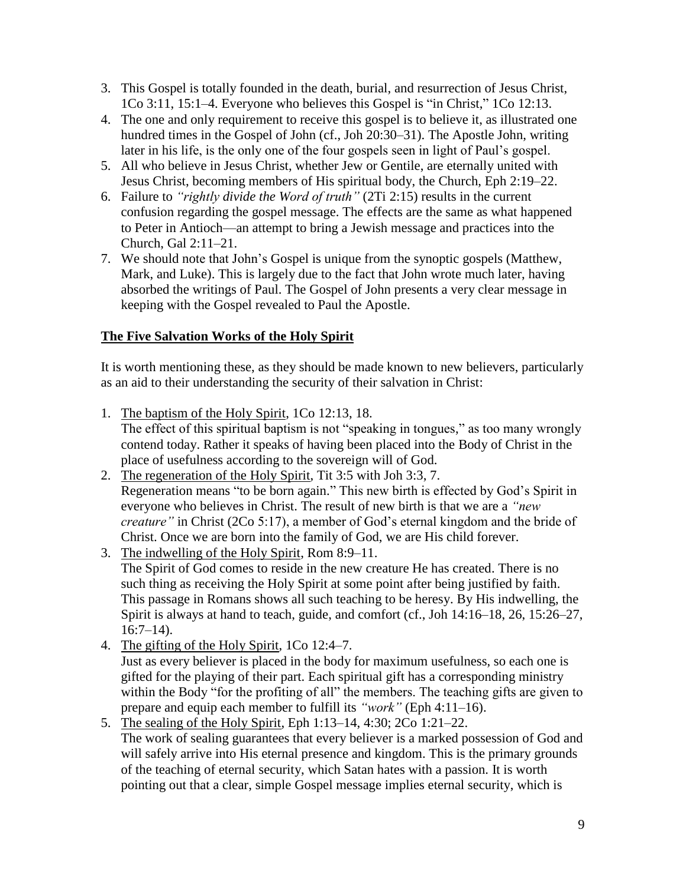3. This Gospel is totally founded in the death, burial, and resurrection of Jesus Christ, 1Co 3:11, 15:1–4. Everyone who believes this Gospel is "in Christ," 1Co 12:13.
4. The one and only requirement to receive this gospel is to believe it, as illustrated one hundred times in the Gospel of John (cf., Joh 20:30–31). The Apostle John, writing later in his life, is the only one of the four gospels seen in light of Paul's gospel.
5. All who believe in Jesus Christ, whether Jew or Gentile, are eternally united with Jesus Christ, becoming members of His spiritual body, the Church, Eph 2:19–22.
6. Failure to *"rightly divide the Word of truth"* (2Ti 2:15) results in the current confusion regarding the gospel message. The effects are the same as what happened to Peter in Antioch—an attempt to bring a Jewish message and practices into the Church, Gal 2:11–21.
7. We should note that John's Gospel is unique from the synoptic gospels (Matthew, Mark, and Luke). This is largely due to the fact that John wrote much later, having absorbed the writings of Paul. The Gospel of John presents a very clear message in keeping with the Gospel revealed to Paul the Apostle.

## The Five Salvation Works of the Holy Spirit

It is worth mentioning these, as they should be made known to new believers, particularly as an aid to their understanding the security of their salvation in Christ:

1. The baptism of the Holy Spirit, 1Co 12:13, 18.
   The effect of this spiritual baptism is not "speaking in tongues," as too many wrongly contend today. Rather it speaks of having been placed into the Body of Christ in the place of usefulness according to the sovereign will of God.
2. The regeneration of the Holy Spirit, Tit 3:5 with Joh 3:3, 7.
   Regeneration means "to be born again." This new birth is effected by God's Spirit in everyone who believes in Christ. The result of new birth is that we are a *"new creature"* in Christ (2Co 5:17), a member of God's eternal kingdom and the bride of Christ. Once we are born into the family of God, we are His child forever.
3. The indwelling of the Holy Spirit, Rom 8:9–11.
   The Spirit of God comes to reside in the new creature He has created. There is no such thing as receiving the Holy Spirit at some point after being justified by faith. This passage in Romans shows all such teaching to be heresy. By His indwelling, the Spirit is always at hand to teach, guide, and comfort (cf., Joh 14:16–18, 26, 15:26–27, 16:7–14).
4. The gifting of the Holy Spirit, 1Co 12:4–7.
   Just as every believer is placed in the body for maximum usefulness, so each one is gifted for the playing of their part. Each spiritual gift has a corresponding ministry within the Body "for the profiting of all" the members. The teaching gifts are given to prepare and equip each member to fulfill its *"work"* (Eph 4:11–16).
5. The sealing of the Holy Spirit, Eph 1:13–14, 4:30; 2Co 1:21–22.
   The work of sealing guarantees that every believer is a marked possession of God and will safely arrive into His eternal presence and kingdom. This is the primary grounds of the teaching of eternal security, which Satan hates with a passion. It is worth pointing out that a clear, simple Gospel message implies eternal security, which is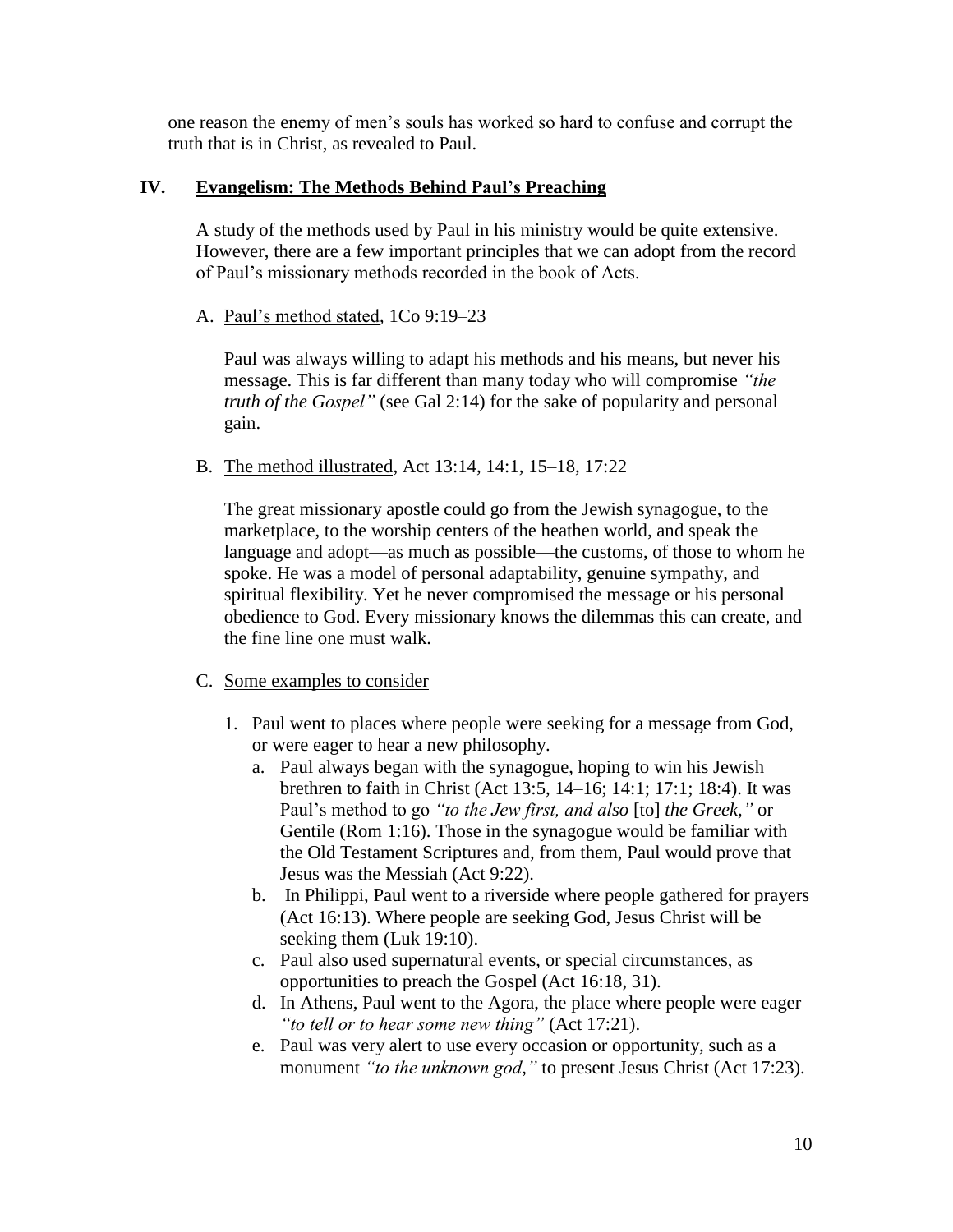one reason the enemy of men's souls has worked so hard to confuse and corrupt the truth that is in Christ, as revealed to Paul.

## IV. Evangelism: The Methods Behind Paul's Preaching

A study of the methods used by Paul in his ministry would be quite extensive. However, there are a few important principles that we can adopt from the record of Paul's missionary methods recorded in the book of Acts.

### A. Paul's method stated, 1Co 9:19–23

Paul was always willing to adapt his methods and his means, but never his message. This is far different than many today who will compromise *"the truth of the Gospel"* (see Gal 2:14) for the sake of popularity and personal gain.

### B. The method illustrated, Act 13:14, 14:1, 15–18, 17:22

The great missionary apostle could go from the Jewish synagogue, to the marketplace, to the worship centers of the heathen world, and speak the language and adopt—as much as possible—the customs, of those to whom he spoke. He was a model of personal adaptability, genuine sympathy, and spiritual flexibility. Yet he never compromised the message or his personal obedience to God. Every missionary knows the dilemmas this can create, and the fine line one must walk.

### C. Some examples to consider

1. Paul went to places where people were seeking for a message from God, or were eager to hear a new philosophy.
   a. Paul always began with the synagogue, hoping to win his Jewish brethren to faith in Christ (Act 13:5, 14–16; 14:1; 17:1; 18:4). It was Paul's method to go *"to the Jew first, and also* [to] *the Greek,"* or Gentile (Rom 1:16). Those in the synagogue would be familiar with the Old Testament Scriptures and, from them, Paul would prove that Jesus was the Messiah (Act 9:22).
   b. In Philippi, Paul went to a riverside where people gathered for prayers (Act 16:13). Where people are seeking God, Jesus Christ will be seeking them (Luk 19:10).
   c. Paul also used supernatural events, or special circumstances, as opportunities to preach the Gospel (Act 16:18, 31).
   d. In Athens, Paul went to the Agora, the place where people were eager *"to tell or to hear some new thing"* (Act 17:21).
   e. Paul was very alert to use every occasion or opportunity, such as a monument *"to the unknown god,"* to present Jesus Christ (Act 17:23).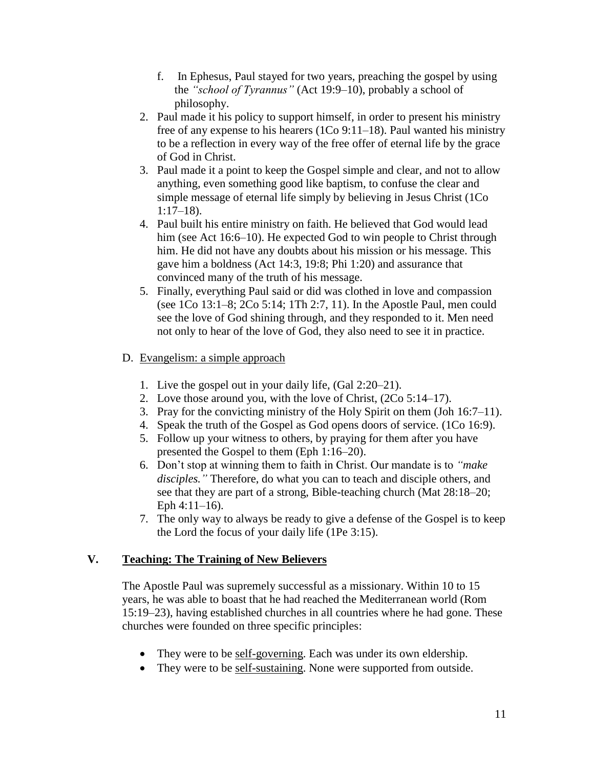f. In Ephesus, Paul stayed for two years, preaching the gospel by using the *"school of Tyrannus"* (Act 19:9–10), probably a school of philosophy.

2. Paul made it his policy to support himself, in order to present his ministry free of any expense to his hearers (1Co 9:11–18). Paul wanted his ministry to be a reflection in every way of the free offer of eternal life by the grace of God in Christ.
3. Paul made it a point to keep the Gospel simple and clear, and not to allow anything, even something good like baptism, to confuse the clear and simple message of eternal life simply by believing in Jesus Christ (1Co 1:17–18).
4. Paul built his entire ministry on faith. He believed that God would lead him (see Act 16:6–10). He expected God to win people to Christ through him. He did not have any doubts about his mission or his message. This gave him a boldness (Act 14:3, 19:8; Phi 1:20) and assurance that convinced many of the truth of his message.
5. Finally, everything Paul said or did was clothed in love and compassion (see 1Co 13:1–8; 2Co 5:14; 1Th 2:7, 11). In the Apostle Paul, men could see the love of God shining through, and they responded to it. Men need not only to hear of the love of God, they also need to see it in practice.

D. <u>Evangelism: a simple approach</u>

1. Live the gospel out in your daily life, (Gal 2:20–21).
2. Love those around you, with the love of Christ, (2Co 5:14–17).
3. Pray for the convicting ministry of the Holy Spirit on them (Joh 16:7–11).
4. Speak the truth of the Gospel as God opens doors of service. (1Co 16:9).
5. Follow up your witness to others, by praying for them after you have presented the Gospel to them (Eph 1:16–20).
6. Don't stop at winning them to faith in Christ. Our mandate is to *"make disciples."* Therefore, do what you can to teach and disciple others, and see that they are part of a strong, Bible-teaching church (Mat 28:18–20; Eph 4:11–16).
7. The only way to always be ready to give a defense of the Gospel is to keep the Lord the focus of your daily life (1Pe 3:15).

## V. <u>Teaching: The Training of New Believers</u>

The Apostle Paul was supremely successful as a missionary. Within 10 to 15 years, he was able to boast that he had reached the Mediterranean world (Rom 15:19–23), having established churches in all countries where he had gone. These churches were founded on three specific principles:

- They were to be <u>self-governing</u>. Each was under its own eldership.
- They were to be <u>self-sustaining</u>. None were supported from outside.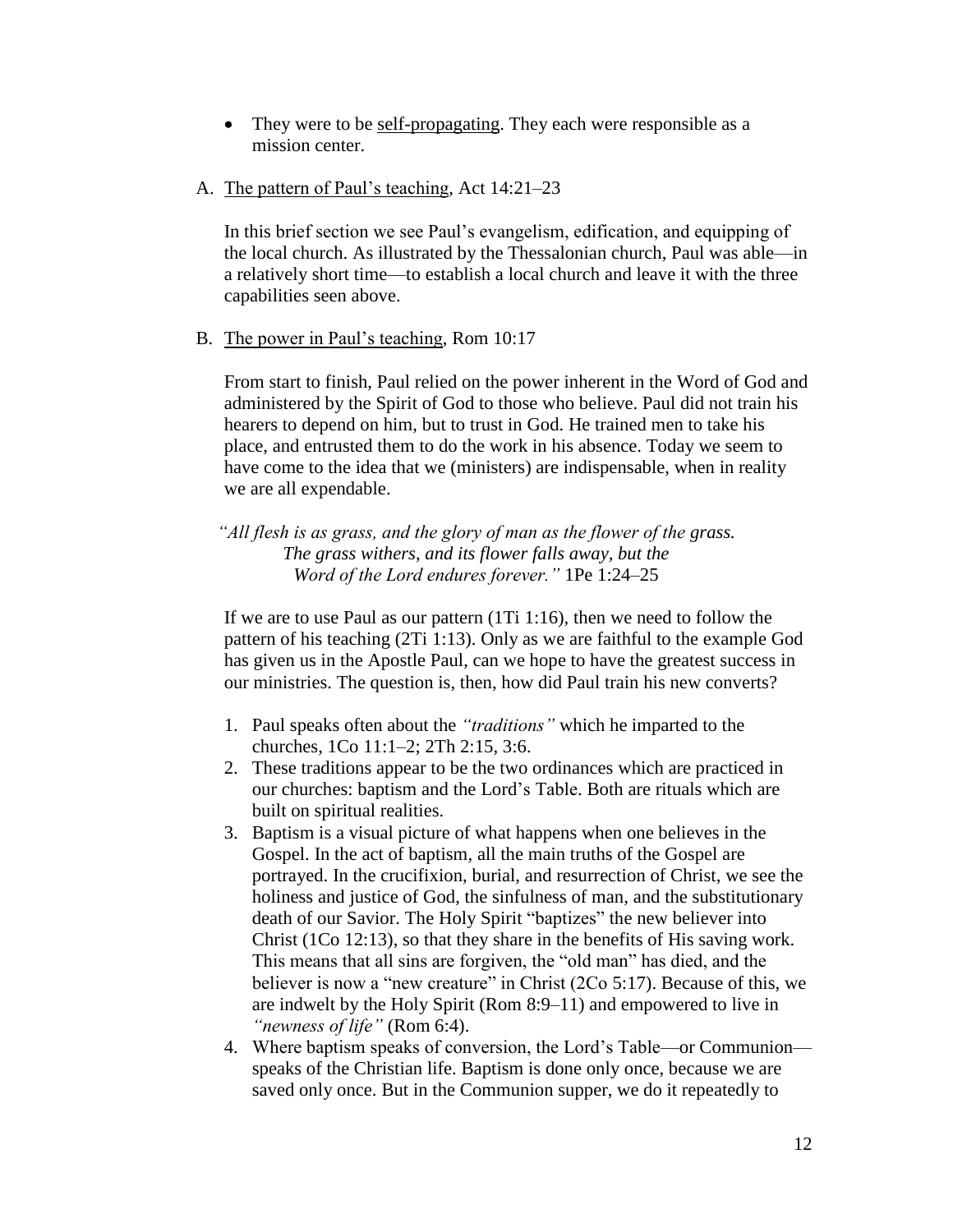- They were to be <u>self-propagating</u>. They each were responsible as a mission center.

A. <u>The pattern of Paul's teaching</u>, Act 14:21–23

In this brief section we see Paul's evangelism, edification, and equipping of the local church. As illustrated by the Thessalonian church, Paul was able—in a relatively short time—to establish a local church and leave it with the three capabilities seen above.

B. <u>The power in Paul's teaching</u>, Rom 10:17

From start to finish, Paul relied on the power inherent in the Word of God and administered by the Spirit of God to those who believe. Paul did not train his hearers to depend on him, but to trust in God. He trained men to take his place, and entrusted them to do the work in his absence. Today we seem to have come to the idea that we (ministers) are indispensable, when in reality we are all expendable.

> *"All flesh is as grass, and the glory of man as the flower of the grass. The grass withers, and its flower falls away, but the Word of the Lord endures forever."* 1Pe 1:24–25

If we are to use Paul as our pattern (1Ti 1:16), then we need to follow the pattern of his teaching (2Ti 1:13). Only as we are faithful to the example God has given us in the Apostle Paul, can we hope to have the greatest success in our ministries. The question is, then, how did Paul train his new converts?

1. Paul speaks often about the *"traditions"* which he imparted to the churches, 1Co 11:1–2; 2Th 2:15, 3:6.
2. These traditions appear to be the two ordinances which are practiced in our churches: baptism and the Lord's Table. Both are rituals which are built on spiritual realities.
3. Baptism is a visual picture of what happens when one believes in the Gospel. In the act of baptism, all the main truths of the Gospel are portrayed. In the crucifixion, burial, and resurrection of Christ, we see the holiness and justice of God, the sinfulness of man, and the substitutionary death of our Savior. The Holy Spirit "baptizes" the new believer into Christ (1Co 12:13), so that they share in the benefits of His saving work. This means that all sins are forgiven, the "old man" has died, and the believer is now a "new creature" in Christ (2Co 5:17). Because of this, we are indwelt by the Holy Spirit (Rom 8:9–11) and empowered to live in *"newness of life"* (Rom 6:4).
4. Where baptism speaks of conversion, the Lord's Table—or Communion—speaks of the Christian life. Baptism is done only once, because we are saved only once. But in the Communion supper, we do it repeatedly to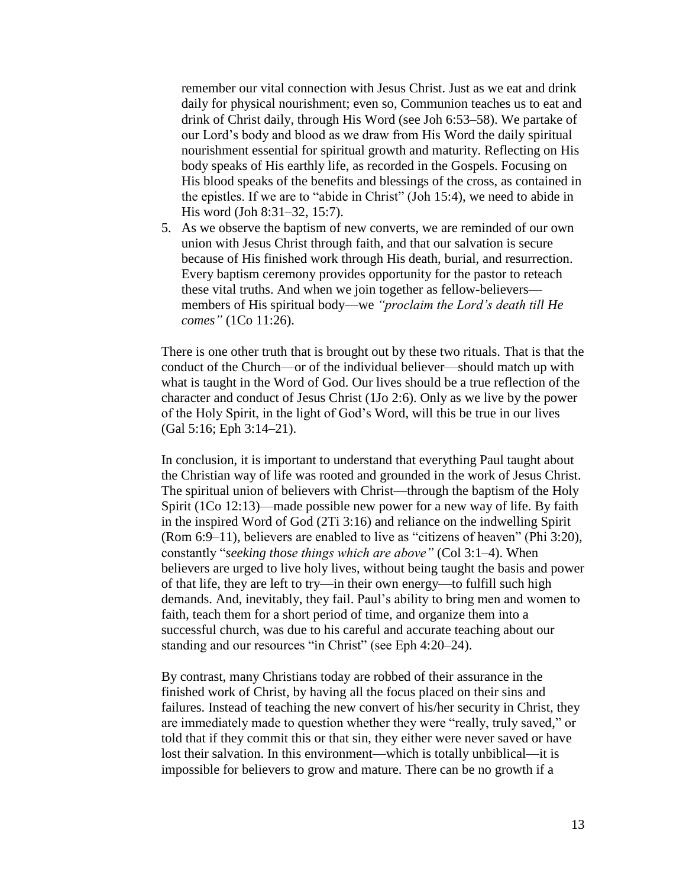remember our vital connection with Jesus Christ. Just as we eat and drink daily for physical nourishment; even so, Communion teaches us to eat and drink of Christ daily, through His Word (see Joh 6:53–58). We partake of our Lord's body and blood as we draw from His Word the daily spiritual nourishment essential for spiritual growth and maturity. Reflecting on His body speaks of His earthly life, as recorded in the Gospels. Focusing on His blood speaks of the benefits and blessings of the cross, as contained in the epistles. If we are to "abide in Christ" (Joh 15:4), we need to abide in His word (Joh 8:31–32, 15:7).

5. As we observe the baptism of new converts, we are reminded of our own union with Jesus Christ through faith, and that our salvation is secure because of His finished work through His death, burial, and resurrection. Every baptism ceremony provides opportunity for the pastor to reteach these vital truths. And when we join together as fellow-believers—members of His spiritual body—we *"proclaim the Lord's death till He comes"* (1Co 11:26).

There is one other truth that is brought out by these two rituals. That is that the conduct of the Church—or of the individual believer—should match up with what is taught in the Word of God. Our lives should be a true reflection of the character and conduct of Jesus Christ (1Jo 2:6). Only as we live by the power of the Holy Spirit, in the light of God's Word, will this be true in our lives (Gal 5:16; Eph 3:14–21).

In conclusion, it is important to understand that everything Paul taught about the Christian way of life was rooted and grounded in the work of Jesus Christ. The spiritual union of believers with Christ—through the baptism of the Holy Spirit (1Co 12:13)—made possible new power for a new way of life. By faith in the inspired Word of God (2Ti 3:16) and reliance on the indwelling Spirit (Rom 6:9–11), believers are enabled to live as "citizens of heaven" (Phi 3:20), constantly "*seeking those things which are above"* (Col 3:1–4). When believers are urged to live holy lives, without being taught the basis and power of that life, they are left to try—in their own energy—to fulfill such high demands. And, inevitably, they fail. Paul's ability to bring men and women to faith, teach them for a short period of time, and organize them into a successful church, was due to his careful and accurate teaching about our standing and our resources "in Christ" (see Eph 4:20–24).

By contrast, many Christians today are robbed of their assurance in the finished work of Christ, by having all the focus placed on their sins and failures. Instead of teaching the new convert of his/her security in Christ, they are immediately made to question whether they were "really, truly saved," or told that if they commit this or that sin, they either were never saved or have lost their salvation. In this environment—which is totally unbiblical—it is impossible for believers to grow and mature. There can be no growth if a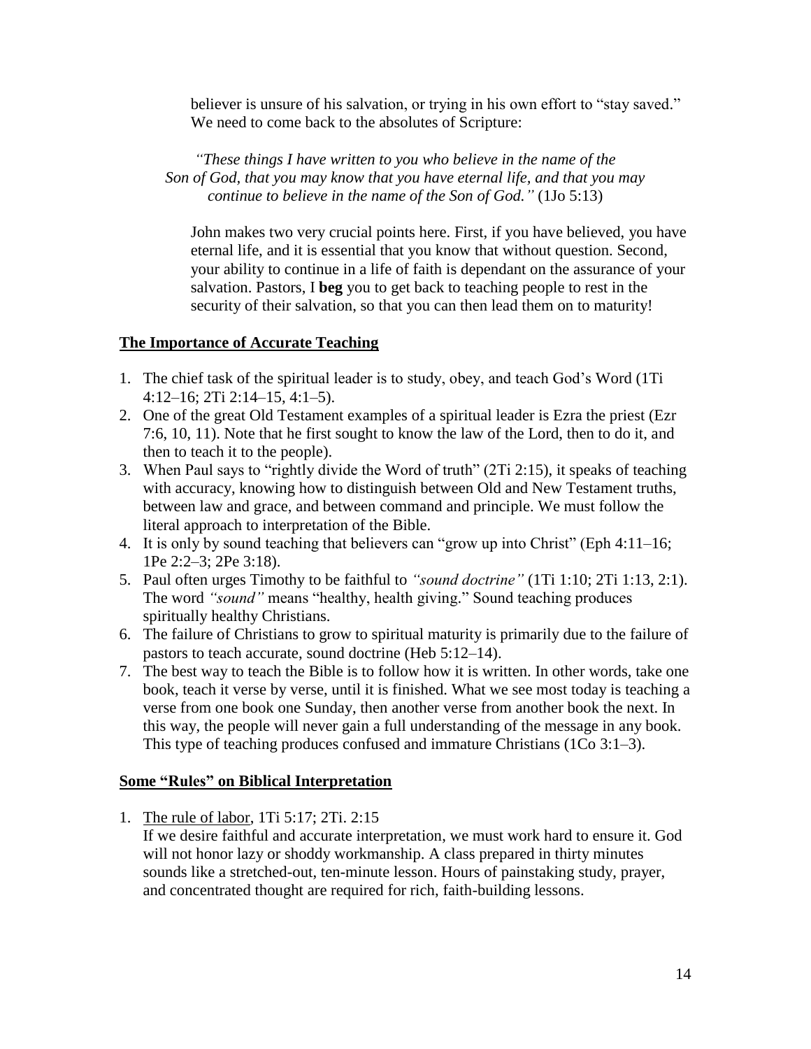believer is unsure of his salvation, or trying in his own effort to "stay saved." We need to come back to the absolutes of Scripture:

> *"These things I have written to you who believe in the name of the Son of God, that you may know that you have eternal life, and that you may continue to believe in the name of the Son of God."* (1Jo 5:13)

John makes two very crucial points here. First, if you have believed, you have eternal life, and it is essential that you know that without question. Second, your ability to continue in a life of faith is dependant on the assurance of your salvation. Pastors, I **beg** you to get back to teaching people to rest in the security of their salvation, so that you can then lead them on to maturity!

## The Importance of Accurate Teaching

1. The chief task of the spiritual leader is to study, obey, and teach God's Word (1Ti 4:12–16; 2Ti 2:14–15, 4:1–5).
2. One of the great Old Testament examples of a spiritual leader is Ezra the priest (Ezr 7:6, 10, 11). Note that he first sought to know the law of the Lord, then to do it, and then to teach it to the people).
3. When Paul says to "rightly divide the Word of truth" (2Ti 2:15), it speaks of teaching with accuracy, knowing how to distinguish between Old and New Testament truths, between law and grace, and between command and principle. We must follow the literal approach to interpretation of the Bible.
4. It is only by sound teaching that believers can "grow up into Christ" (Eph 4:11–16; 1Pe 2:2–3; 2Pe 3:18).
5. Paul often urges Timothy to be faithful to *"sound doctrine"* (1Ti 1:10; 2Ti 1:13, 2:1). The word *"sound"* means "healthy, health giving." Sound teaching produces spiritually healthy Christians.
6. The failure of Christians to grow to spiritual maturity is primarily due to the failure of pastors to teach accurate, sound doctrine (Heb 5:12–14).
7. The best way to teach the Bible is to follow how it is written. In other words, take one book, teach it verse by verse, until it is finished. What we see most today is teaching a verse from one book one Sunday, then another verse from another book the next. In this way, the people will never gain a full understanding of the message in any book. This type of teaching produces confused and immature Christians (1Co 3:1–3).

## Some "Rules" on Biblical Interpretation

1. <u>The rule of labor</u>, 1Ti 5:17; 2Ti. 2:15
   If we desire faithful and accurate interpretation, we must work hard to ensure it. God will not honor lazy or shoddy workmanship. A class prepared in thirty minutes sounds like a stretched-out, ten-minute lesson. Hours of painstaking study, prayer, and concentrated thought are required for rich, faith-building lessons.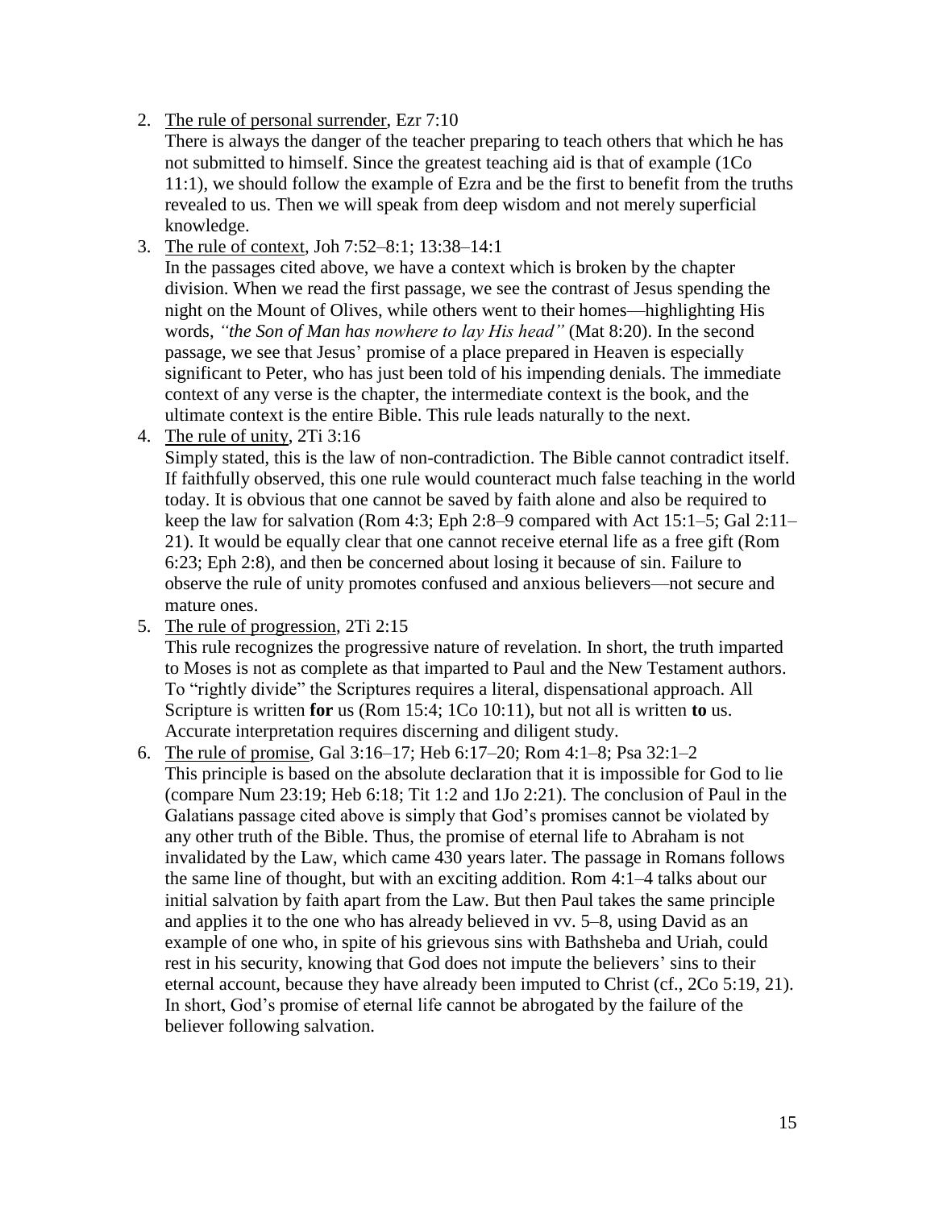2. <u>The rule of personal surrender</u>, Ezr 7:10
   There is always the danger of the teacher preparing to teach others that which he has not submitted to himself. Since the greatest teaching aid is that of example (1Co 11:1), we should follow the example of Ezra and be the first to benefit from the truths revealed to us. Then we will speak from deep wisdom and not merely superficial knowledge.
3. <u>The rule of context</u>, Joh 7:52–8:1; 13:38–14:1
   In the passages cited above, we have a context which is broken by the chapter division. When we read the first passage, we see the contrast of Jesus spending the night on the Mount of Olives, while others went to their homes—highlighting His words, *"the Son of Man has nowhere to lay His head"* (Mat 8:20). In the second passage, we see that Jesus' promise of a place prepared in Heaven is especially significant to Peter, who has just been told of his impending denials. The immediate context of any verse is the chapter, the intermediate context is the book, and the ultimate context is the entire Bible. This rule leads naturally to the next.
4. <u>The rule of unity</u>, 2Ti 3:16
   Simply stated, this is the law of non-contradiction. The Bible cannot contradict itself. If faithfully observed, this one rule would counteract much false teaching in the world today. It is obvious that one cannot be saved by faith alone and also be required to keep the law for salvation (Rom 4:3; Eph 2:8–9 compared with Act 15:1–5; Gal 2:11–21). It would be equally clear that one cannot receive eternal life as a free gift (Rom 6:23; Eph 2:8), and then be concerned about losing it because of sin. Failure to observe the rule of unity promotes confused and anxious believers—not secure and mature ones.
5. <u>The rule of progression</u>, 2Ti 2:15
   This rule recognizes the progressive nature of revelation. In short, the truth imparted to Moses is not as complete as that imparted to Paul and the New Testament authors. To "rightly divide" the Scriptures requires a literal, dispensational approach. All Scripture is written **for** us (Rom 15:4; 1Co 10:11), but not all is written **to** us. Accurate interpretation requires discerning and diligent study.
6. <u>The rule of promise</u>, Gal 3:16–17; Heb 6:17–20; Rom 4:1–8; Psa 32:1–2
   This principle is based on the absolute declaration that it is impossible for God to lie (compare Num 23:19; Heb 6:18; Tit 1:2 and 1Jo 2:21). The conclusion of Paul in the Galatians passage cited above is simply that God's promises cannot be violated by any other truth of the Bible. Thus, the promise of eternal life to Abraham is not invalidated by the Law, which came 430 years later. The passage in Romans follows the same line of thought, but with an exciting addition. Rom 4:1–4 talks about our initial salvation by faith apart from the Law. But then Paul takes the same principle and applies it to the one who has already believed in vv. 5–8, using David as an example of one who, in spite of his grievous sins with Bathsheba and Uriah, could rest in his security, knowing that God does not impute the believers' sins to their eternal account, because they have already been imputed to Christ (cf., 2Co 5:19, 21). In short, God's promise of eternal life cannot be abrogated by the failure of the believer following salvation.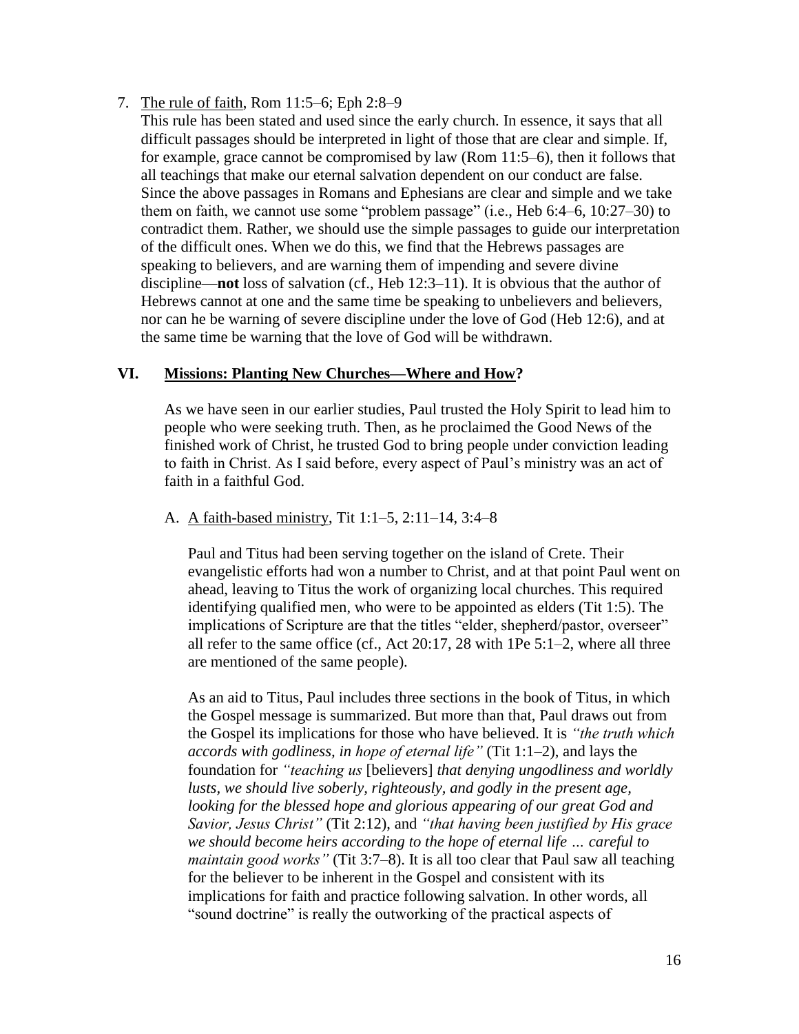7. <u>The rule of faith</u>, Rom 11:5–6; Eph 2:8–9

   This rule has been stated and used since the early church. In essence, it says that all difficult passages should be interpreted in light of those that are clear and simple. If, for example, grace cannot be compromised by law (Rom 11:5–6), then it follows that all teachings that make our eternal salvation dependent on our conduct are false. Since the above passages in Romans and Ephesians are clear and simple and we take them on faith, we cannot use some "problem passage" (i.e., Heb 6:4–6, 10:27–30) to contradict them. Rather, we should use the simple passages to guide our interpretation of the difficult ones. When we do this, we find that the Hebrews passages are speaking to believers, and are warning them of impending and severe divine discipline—**not** loss of salvation (cf., Heb 12:3–11). It is obvious that the author of Hebrews cannot at one and the same time be speaking to unbelievers and believers, nor can he be warning of severe discipline under the love of God (Heb 12:6), and at the same time be warning that the love of God will be withdrawn.

## VI. <u>Missions: Planting New Churches—Where and How</u>?

As we have seen in our earlier studies, Paul trusted the Holy Spirit to lead him to people who were seeking truth. Then, as he proclaimed the Good News of the finished work of Christ, he trusted God to bring people under conviction leading to faith in Christ. As I said before, every aspect of Paul's ministry was an act of faith in a faithful God.

A. <u>A faith-based ministry</u>, Tit 1:1–5, 2:11–14, 3:4–8

Paul and Titus had been serving together on the island of Crete. Their evangelistic efforts had won a number to Christ, and at that point Paul went on ahead, leaving to Titus the work of organizing local churches. This required identifying qualified men, who were to be appointed as elders (Tit 1:5). The implications of Scripture are that the titles "elder, shepherd/pastor, overseer" all refer to the same office (cf., Act 20:17, 28 with 1Pe 5:1–2, where all three are mentioned of the same people).

As an aid to Titus, Paul includes three sections in the book of Titus, in which the Gospel message is summarized. But more than that, Paul draws out from the Gospel its implications for those who have believed. It is *"the truth which accords with godliness, in hope of eternal life"* (Tit 1:1–2), and lays the foundation for *"teaching us* [believers] *that denying ungodliness and worldly lusts, we should live soberly, righteously, and godly in the present age, looking for the blessed hope and glorious appearing of our great God and Savior, Jesus Christ"* (Tit 2:12), and *"that having been justified by His grace we should become heirs according to the hope of eternal life … careful to maintain good works"* (Tit 3:7–8). It is all too clear that Paul saw all teaching for the believer to be inherent in the Gospel and consistent with its implications for faith and practice following salvation. In other words, all "sound doctrine" is really the outworking of the practical aspects of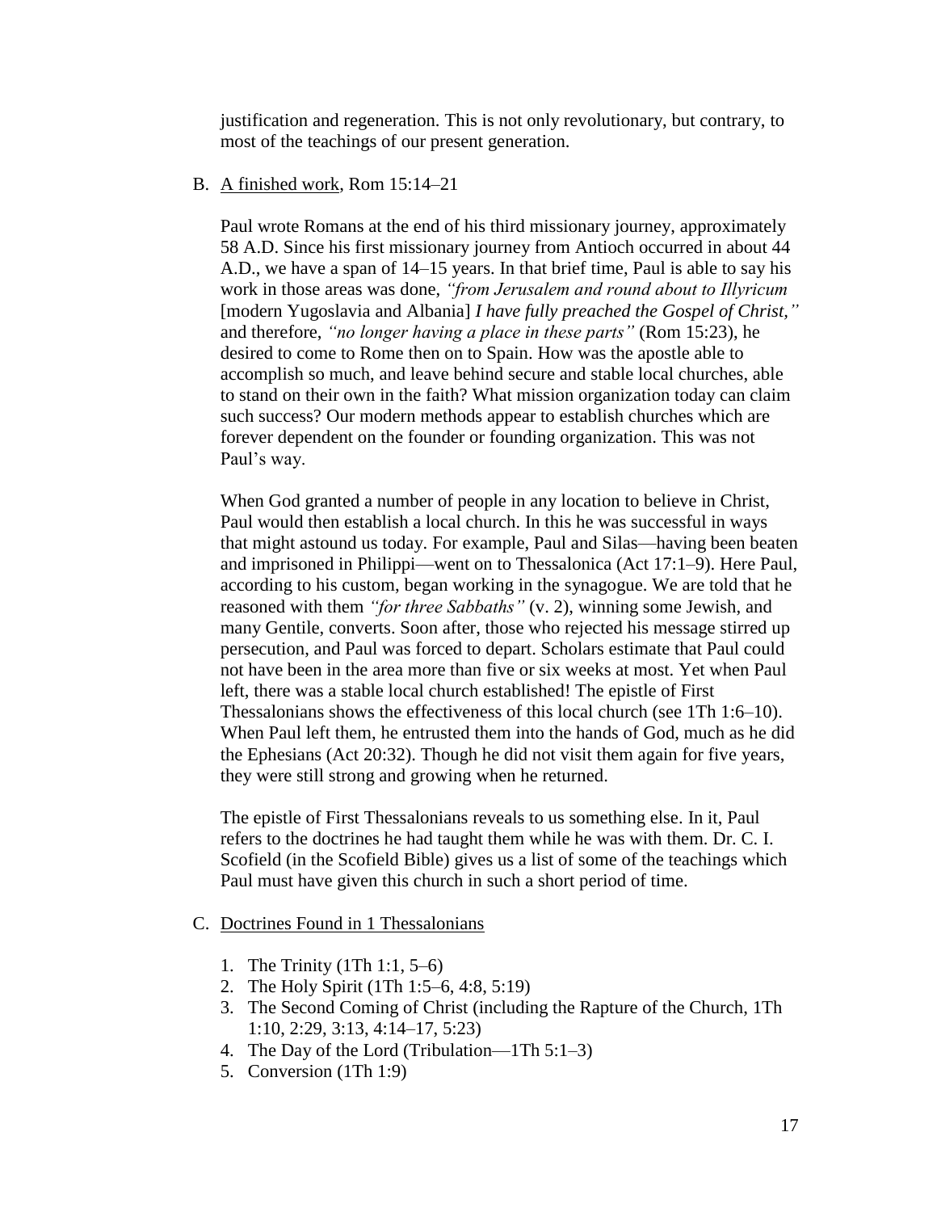justification and regeneration. This is not only revolutionary, but contrary, to most of the teachings of our present generation.

B. <u>A finished work</u>, Rom 15:14–21

Paul wrote Romans at the end of his third missionary journey, approximately 58 A.D. Since his first missionary journey from Antioch occurred in about 44 A.D., we have a span of 14–15 years. In that brief time, Paul is able to say his work in those areas was done, *"from Jerusalem and round about to Illyricum* [modern Yugoslavia and Albania] *I have fully preached the Gospel of Christ,"* and therefore, *"no longer having a place in these parts"* (Rom 15:23), he desired to come to Rome then on to Spain. How was the apostle able to accomplish so much, and leave behind secure and stable local churches, able to stand on their own in the faith? What mission organization today can claim such success? Our modern methods appear to establish churches which are forever dependent on the founder or founding organization. This was not Paul's way.

When God granted a number of people in any location to believe in Christ, Paul would then establish a local church. In this he was successful in ways that might astound us today. For example, Paul and Silas—having been beaten and imprisoned in Philippi—went on to Thessalonica (Act 17:1–9). Here Paul, according to his custom, began working in the synagogue. We are told that he reasoned with them *"for three Sabbaths"* (v. 2), winning some Jewish, and many Gentile, converts. Soon after, those who rejected his message stirred up persecution, and Paul was forced to depart. Scholars estimate that Paul could not have been in the area more than five or six weeks at most. Yet when Paul left, there was a stable local church established! The epistle of First Thessalonians shows the effectiveness of this local church (see 1Th 1:6–10). When Paul left them, he entrusted them into the hands of God, much as he did the Ephesians (Act 20:32). Though he did not visit them again for five years, they were still strong and growing when he returned.

The epistle of First Thessalonians reveals to us something else. In it, Paul refers to the doctrines he had taught them while he was with them. Dr. C. I. Scofield (in the Scofield Bible) gives us a list of some of the teachings which Paul must have given this church in such a short period of time.

C. <u>Doctrines Found in 1 Thessalonians</u>

1. The Trinity (1Th 1:1, 5–6)
2. The Holy Spirit (1Th 1:5–6, 4:8, 5:19)
3. The Second Coming of Christ (including the Rapture of the Church, 1Th 1:10, 2:29, 3:13, 4:14–17, 5:23)
4. The Day of the Lord (Tribulation—1Th 5:1–3)
5. Conversion (1Th 1:9)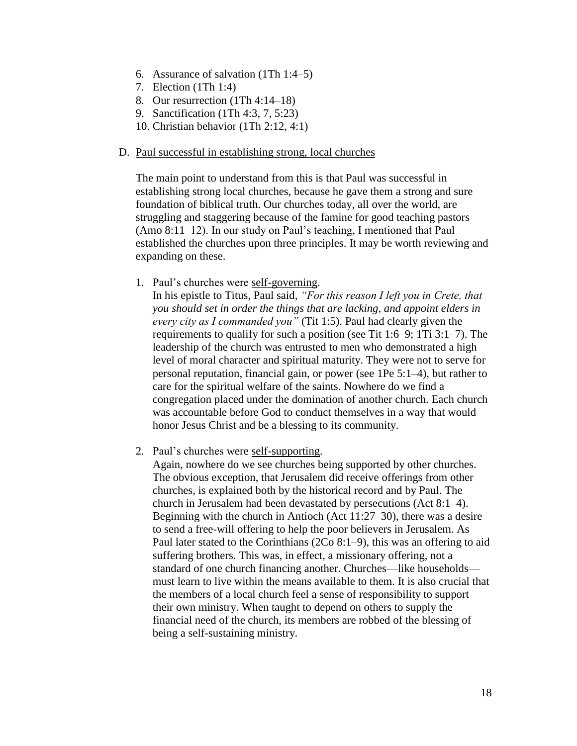6. Assurance of salvation (1Th 1:4–5)
7. Election (1Th 1:4)
8. Our resurrection (1Th 4:14–18)
9. Sanctification (1Th 4:3, 7, 5:23)
10. Christian behavior (1Th 2:12, 4:1)

D. Paul successful in establishing strong, local churches

The main point to understand from this is that Paul was successful in establishing strong local churches, because he gave them a strong and sure foundation of biblical truth. Our churches today, all over the world, are struggling and staggering because of the famine for good teaching pastors (Amo 8:11–12). In our study on Paul's teaching, I mentioned that Paul established the churches upon three principles. It may be worth reviewing and expanding on these.

1. Paul's churches were self-governing.
   In his epistle to Titus, Paul said, *"For this reason I left you in Crete, that you should set in order the things that are lacking, and appoint elders in every city as I commanded you"* (Tit 1:5). Paul had clearly given the requirements to qualify for such a position (see Tit 1:6–9; 1Ti 3:1–7). The leadership of the church was entrusted to men who demonstrated a high level of moral character and spiritual maturity. They were not to serve for personal reputation, financial gain, or power (see 1Pe 5:1–4), but rather to care for the spiritual welfare of the saints. Nowhere do we find a congregation placed under the domination of another church. Each church was accountable before God to conduct themselves in a way that would honor Jesus Christ and be a blessing to its community.

2. Paul's churches were self-supporting.
   Again, nowhere do we see churches being supported by other churches. The obvious exception, that Jerusalem did receive offerings from other churches, is explained both by the historical record and by Paul. The church in Jerusalem had been devastated by persecutions (Act 8:1–4). Beginning with the church in Antioch (Act 11:27–30), there was a desire to send a free-will offering to help the poor believers in Jerusalem. As Paul later stated to the Corinthians (2Co 8:1–9), this was an offering to aid suffering brothers. This was, in effect, a missionary offering, not a standard of one church financing another. Churches—like households—must learn to live within the means available to them. It is also crucial that the members of a local church feel a sense of responsibility to support their own ministry. When taught to depend on others to supply the financial need of the church, its members are robbed of the blessing of being a self-sustaining ministry.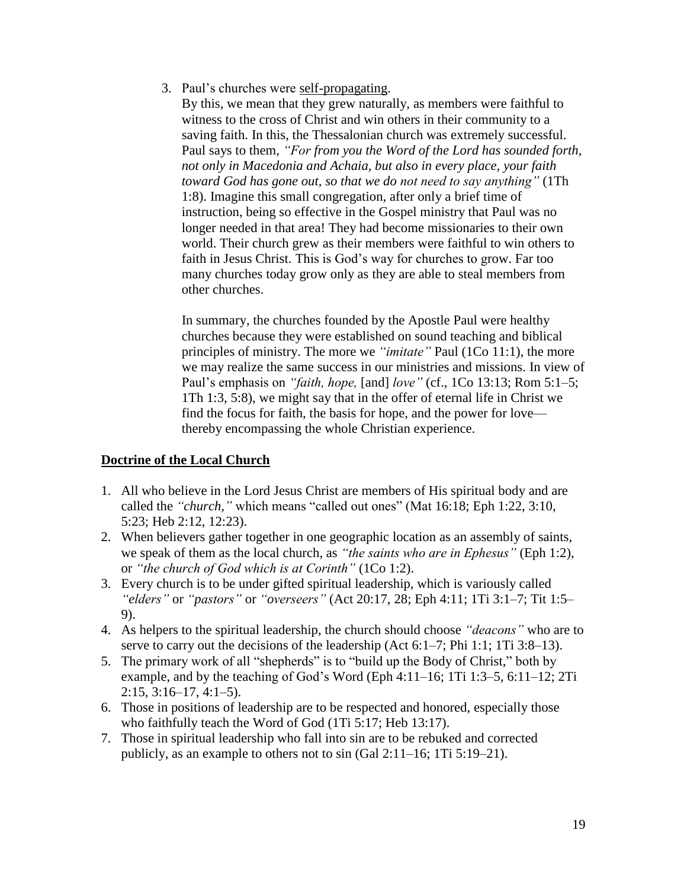3. Paul's churches were <u>self-propagating</u>.

   By this, we mean that they grew naturally, as members were faithful to witness to the cross of Christ and win others in their community to a saving faith. In this, the Thessalonian church was extremely successful. Paul says to them, *"For from you the Word of the Lord has sounded forth, not only in Macedonia and Achaia, but also in every place, your faith toward God has gone out, so that we do not need to say anything"* (1Th 1:8). Imagine this small congregation, after only a brief time of instruction, being so effective in the Gospel ministry that Paul was no longer needed in that area! They had become missionaries to their own world. Their church grew as their members were faithful to win others to faith in Jesus Christ. This is God's way for churches to grow. Far too many churches today grow only as they are able to steal members from other churches.

   In summary, the churches founded by the Apostle Paul were healthy churches because they were established on sound teaching and biblical principles of ministry. The more we *"imitate"* Paul (1Co 11:1), the more we may realize the same success in our ministries and missions. In view of Paul's emphasis on *"faith, hope,* [and] *love"* (cf., 1Co 13:13; Rom 5:1–5; 1Th 1:3, 5:8), we might say that in the offer of eternal life in Christ we find the focus for faith, the basis for hope, and the power for love—thereby encompassing the whole Christian experience.

## <u>Doctrine of the Local Church</u>

1. All who believe in the Lord Jesus Christ are members of His spiritual body and are called the *"church,"* which means "called out ones" (Mat 16:18; Eph 1:22, 3:10, 5:23; Heb 2:12, 12:23).
2. When believers gather together in one geographic location as an assembly of saints, we speak of them as the local church, as *"the saints who are in Ephesus"* (Eph 1:2), or *"the church of God which is at Corinth"* (1Co 1:2).
3. Every church is to be under gifted spiritual leadership, which is variously called *"elders"* or *"pastors"* or *"overseers"* (Act 20:17, 28; Eph 4:11; 1Ti 3:1–7; Tit 1:5–9).
4. As helpers to the spiritual leadership, the church should choose *"deacons"* who are to serve to carry out the decisions of the leadership (Act 6:1–7; Phi 1:1; 1Ti 3:8–13).
5. The primary work of all "shepherds" is to "build up the Body of Christ," both by example, and by the teaching of God's Word (Eph 4:11–16; 1Ti 1:3–5, 6:11–12; 2Ti 2:15, 3:16–17, 4:1–5).
6. Those in positions of leadership are to be respected and honored, especially those who faithfully teach the Word of God (1Ti 5:17; Heb 13:17).
7. Those in spiritual leadership who fall into sin are to be rebuked and corrected publicly, as an example to others not to sin (Gal 2:11–16; 1Ti 5:19–21).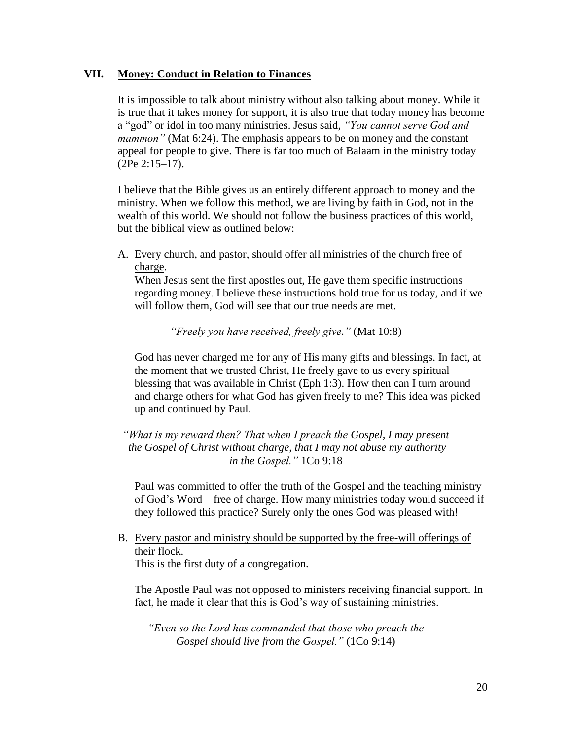## VII. Money: Conduct in Relation to Finances

It is impossible to talk about ministry without also talking about money. While it is true that it takes money for support, it is also true that today money has become a "god" or idol in too many ministries. Jesus said, *"You cannot serve God and mammon"* (Mat 6:24). The emphasis appears to be on money and the constant appeal for people to give. There is far too much of Balaam in the ministry today (2Pe 2:15–17).

I believe that the Bible gives us an entirely different approach to money and the ministry. When we follow this method, we are living by faith in God, not in the wealth of this world. We should not follow the business practices of this world, but the biblical view as outlined below:

A. Every church, and pastor, should offer all ministries of the church free of charge.

When Jesus sent the first apostles out, He gave them specific instructions regarding money. I believe these instructions hold true for us today, and if we will follow them, God will see that our true needs are met.

> *"Freely you have received, freely give."* (Mat 10:8)

God has never charged me for any of His many gifts and blessings. In fact, at the moment that we trusted Christ, He freely gave to us every spiritual blessing that was available in Christ (Eph 1:3). How then can I turn around and charge others for what God has given freely to me? This idea was picked up and continued by Paul.

> *"What is my reward then? That when I preach the Gospel, I may present the Gospel of Christ without charge, that I may not abuse my authority in the Gospel."* 1Co 9:18

Paul was committed to offer the truth of the Gospel and the teaching ministry of God's Word—free of charge. How many ministries today would succeed if they followed this practice? Surely only the ones God was pleased with!

B. Every pastor and ministry should be supported by the free-will offerings of their flock.

This is the first duty of a congregation.

The Apostle Paul was not opposed to ministers receiving financial support. In fact, he made it clear that this is God's way of sustaining ministries.

> *"Even so the Lord has commanded that those who preach the Gospel should live from the Gospel."* (1Co 9:14)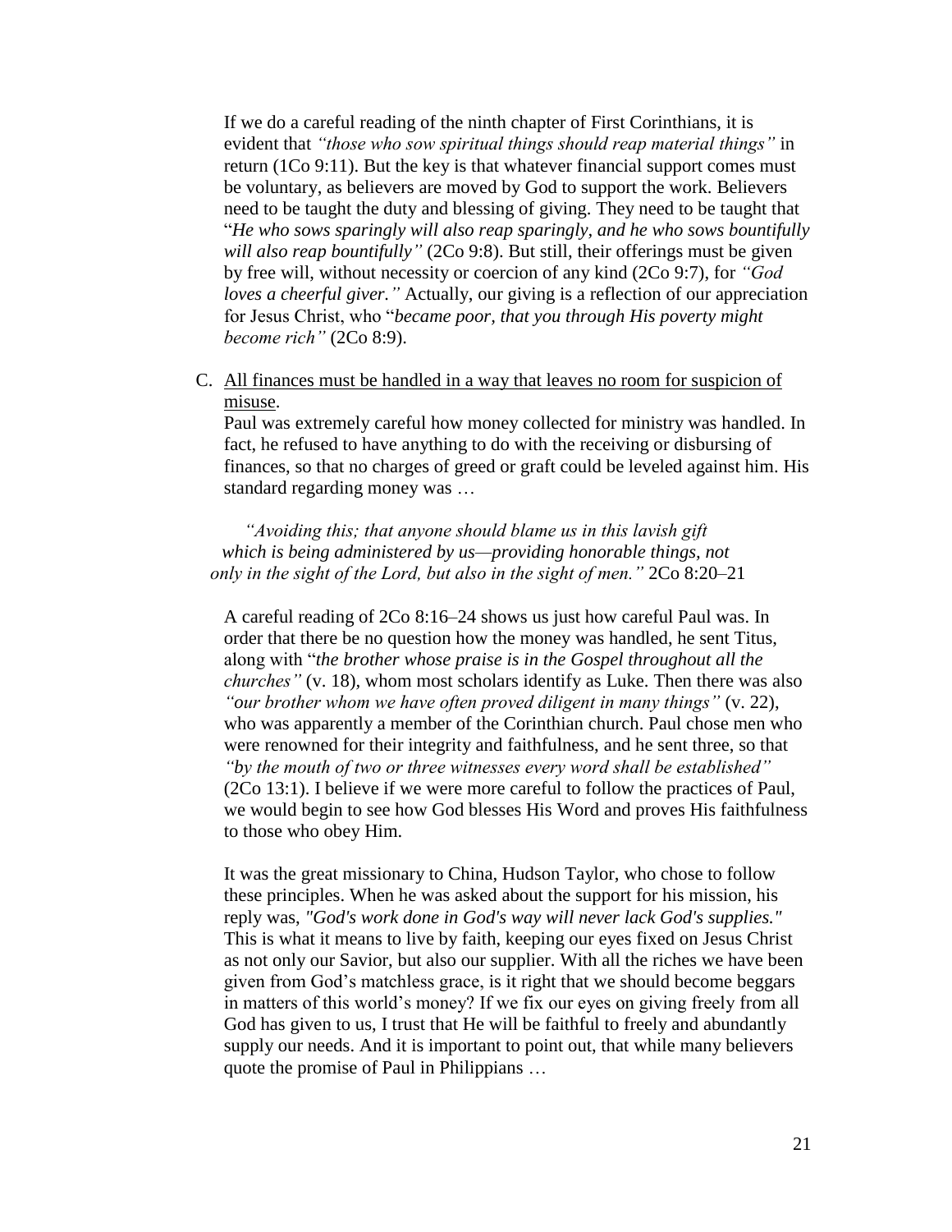If we do a careful reading of the ninth chapter of First Corinthians, it is evident that *"those who sow spiritual things should reap material things"* in return (1Co 9:11). But the key is that whatever financial support comes must be voluntary, as believers are moved by God to support the work. Believers need to be taught the duty and blessing of giving. They need to be taught that "*He who sows sparingly will also reap sparingly, and he who sows bountifully will also reap bountifully"* (2Co 9:8). But still, their offerings must be given by free will, without necessity or coercion of any kind (2Co 9:7), for *"God loves a cheerful giver."* Actually, our giving is a reflection of our appreciation for Jesus Christ, who "*became poor, that you through His poverty might become rich"* (2Co 8:9).

C. <u>All finances must be handled in a way that leaves no room for suspicion of misuse</u>.

Paul was extremely careful how money collected for ministry was handled. In fact, he refused to have anything to do with the receiving or disbursing of finances, so that no charges of greed or graft could be leveled against him. His standard regarding money was …

> *"Avoiding this; that anyone should blame us in this lavish gift which is being administered by us—providing honorable things, not only in the sight of the Lord, but also in the sight of men."* 2Co 8:20–21

A careful reading of 2Co 8:16–24 shows us just how careful Paul was. In order that there be no question how the money was handled, he sent Titus, along with "*the brother whose praise is in the Gospel throughout all the churches"* (v. 18), whom most scholars identify as Luke. Then there was also *"our brother whom we have often proved diligent in many things"* (v. 22), who was apparently a member of the Corinthian church. Paul chose men who were renowned for their integrity and faithfulness, and he sent three, so that *"by the mouth of two or three witnesses every word shall be established"* (2Co 13:1). I believe if we were more careful to follow the practices of Paul, we would begin to see how God blesses His Word and proves His faithfulness to those who obey Him.

It was the great missionary to China, Hudson Taylor, who chose to follow these principles. When he was asked about the support for his mission, his reply was, *"God's work done in God's way will never lack God's supplies."* This is what it means to live by faith, keeping our eyes fixed on Jesus Christ as not only our Savior, but also our supplier. With all the riches we have been given from God's matchless grace, is it right that we should become beggars in matters of this world's money? If we fix our eyes on giving freely from all God has given to us, I trust that He will be faithful to freely and abundantly supply our needs. And it is important to point out, that while many believers quote the promise of Paul in Philippians …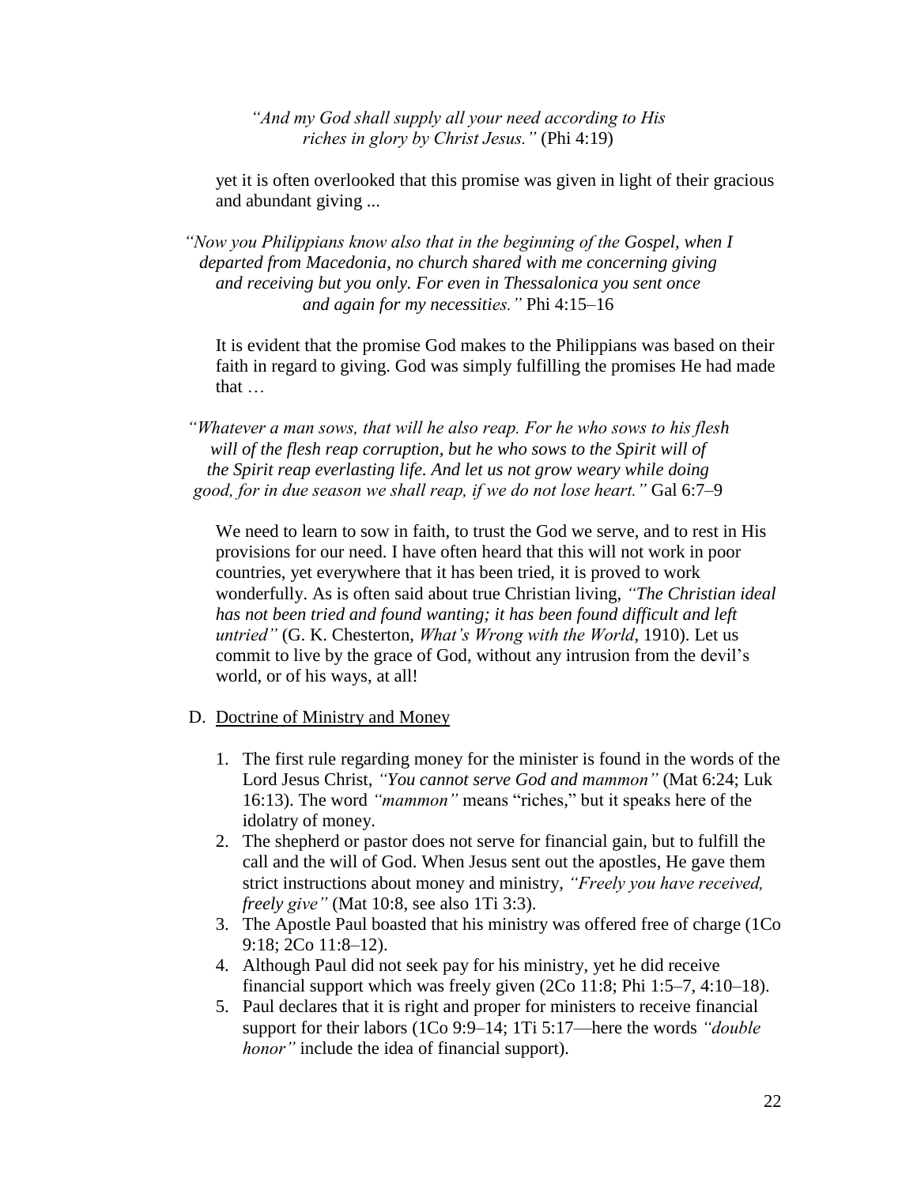*"And my God shall supply all your need according to His riches in glory by Christ Jesus."* (Phi 4:19)

yet it is often overlooked that this promise was given in light of their gracious and abundant giving ...

*"Now you Philippians know also that in the beginning of the Gospel, when I departed from Macedonia, no church shared with me concerning giving and receiving but you only. For even in Thessalonica you sent once and again for my necessities."* Phi 4:15–16

It is evident that the promise God makes to the Philippians was based on their faith in regard to giving. God was simply fulfilling the promises He had made that …

*"Whatever a man sows, that will he also reap. For he who sows to his flesh will of the flesh reap corruption, but he who sows to the Spirit will of the Spirit reap everlasting life. And let us not grow weary while doing good, for in due season we shall reap, if we do not lose heart."* Gal 6:7–9

We need to learn to sow in faith, to trust the God we serve, and to rest in His provisions for our need. I have often heard that this will not work in poor countries, yet everywhere that it has been tried, it is proved to work wonderfully. As is often said about true Christian living, *"The Christian ideal has not been tried and found wanting; it has been found difficult and left untried"* (G. K. Chesterton, *What's Wrong with the World*, 1910). Let us commit to live by the grace of God, without any intrusion from the devil's world, or of his ways, at all!

D. <u>Doctrine of Ministry and Money</u>

1. The first rule regarding money for the minister is found in the words of the Lord Jesus Christ, *"You cannot serve God and mammon"* (Mat 6:24; Luk 16:13). The word *"mammon"* means "riches," but it speaks here of the idolatry of money.
2. The shepherd or pastor does not serve for financial gain, but to fulfill the call and the will of God. When Jesus sent out the apostles, He gave them strict instructions about money and ministry, *"Freely you have received, freely give"* (Mat 10:8, see also 1Ti 3:3).
3. The Apostle Paul boasted that his ministry was offered free of charge (1Co 9:18; 2Co 11:8–12).
4. Although Paul did not seek pay for his ministry, yet he did receive financial support which was freely given (2Co 11:8; Phi 1:5–7, 4:10–18).
5. Paul declares that it is right and proper for ministers to receive financial support for their labors (1Co 9:9–14; 1Ti 5:17—here the words *"double honor"* include the idea of financial support).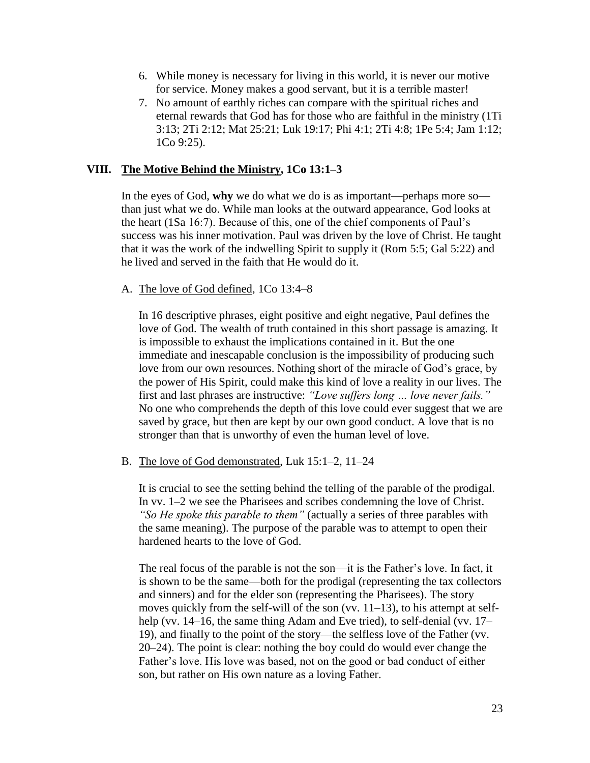6. While money is necessary for living in this world, it is never our motive for service. Money makes a good servant, but it is a terrible master!
7. No amount of earthly riches can compare with the spiritual riches and eternal rewards that God has for those who are faithful in the ministry (1Ti 3:13; 2Ti 2:12; Mat 25:21; Luk 19:17; Phi 4:1; 2Ti 4:8; 1Pe 5:4; Jam 1:12; 1Co 9:25).

## VIII. <u>The Motive Behind the Ministry</u>, 1Co 13:1–3

In the eyes of God, **why** we do what we do is as important—perhaps more so—than just what we do. While man looks at the outward appearance, God looks at the heart (1Sa 16:7). Because of this, one of the chief components of Paul's success was his inner motivation. Paul was driven by the love of Christ. He taught that it was the work of the indwelling Spirit to supply it (Rom 5:5; Gal 5:22) and he lived and served in the faith that He would do it.

### A. <u>The love of God defined</u>, 1Co 13:4–8

In 16 descriptive phrases, eight positive and eight negative, Paul defines the love of God. The wealth of truth contained in this short passage is amazing. It is impossible to exhaust the implications contained in it. But the one immediate and inescapable conclusion is the impossibility of producing such love from our own resources. Nothing short of the miracle of God's grace, by the power of His Spirit, could make this kind of love a reality in our lives. The first and last phrases are instructive: *"Love suffers long … love never fails."* No one who comprehends the depth of this love could ever suggest that we are saved by grace, but then are kept by our own good conduct. A love that is no stronger than that is unworthy of even the human level of love.

### B. <u>The love of God demonstrated</u>, Luk 15:1–2, 11–24

It is crucial to see the setting behind the telling of the parable of the prodigal. In vv. 1–2 we see the Pharisees and scribes condemning the love of Christ. *"So He spoke this parable to them"* (actually a series of three parables with the same meaning). The purpose of the parable was to attempt to open their hardened hearts to the love of God.

The real focus of the parable is not the son—it is the Father's love. In fact, it is shown to be the same—both for the prodigal (representing the tax collectors and sinners) and for the elder son (representing the Pharisees). The story moves quickly from the self-will of the son (vv. 11–13), to his attempt at self-help (vv. 14–16, the same thing Adam and Eve tried), to self-denial (vv. 17–19), and finally to the point of the story—the selfless love of the Father (vv. 20–24). The point is clear: nothing the boy could do would ever change the Father's love. His love was based, not on the good or bad conduct of either son, but rather on His own nature as a loving Father.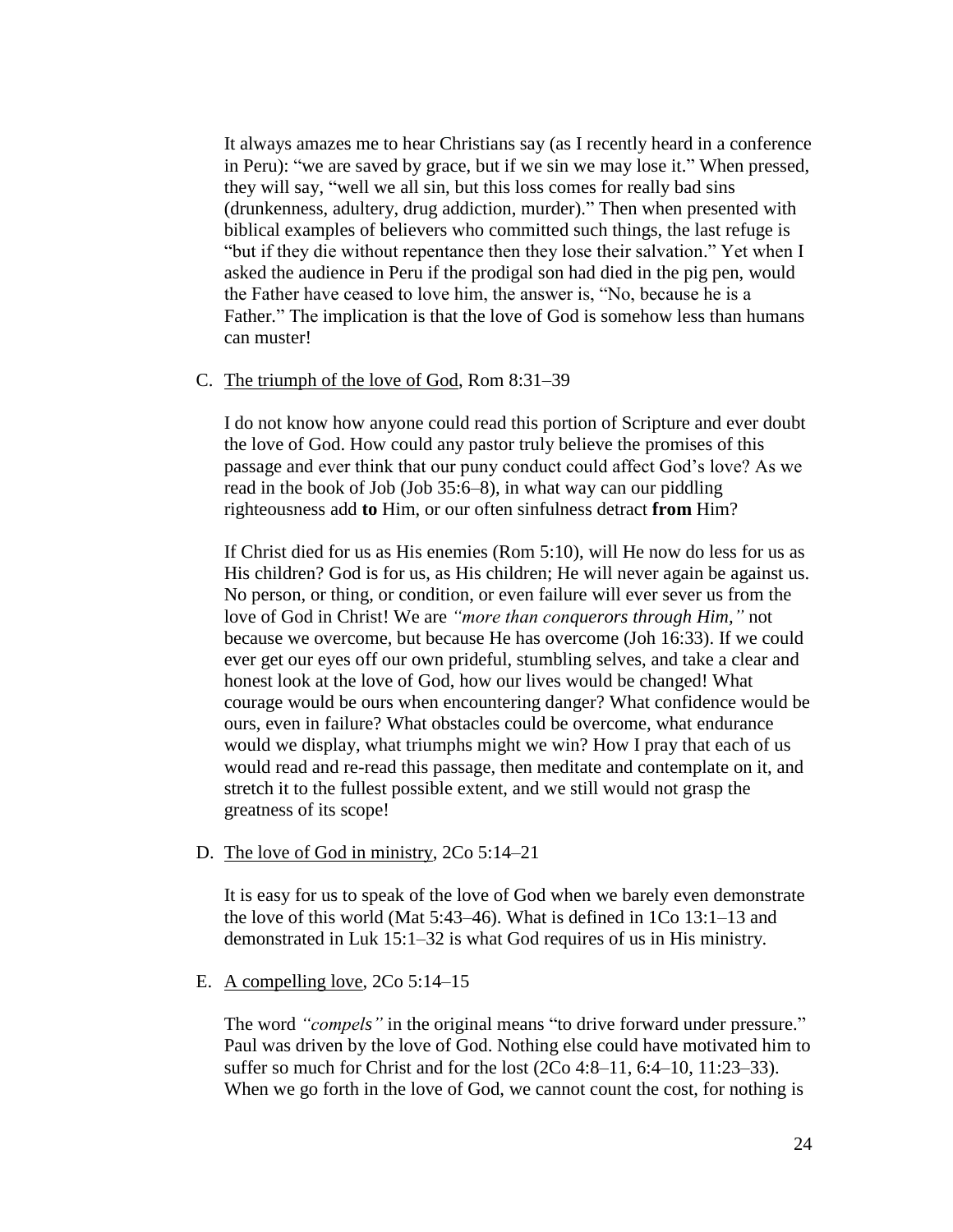It always amazes me to hear Christians say (as I recently heard in a conference in Peru): "we are saved by grace, but if we sin we may lose it." When pressed, they will say, "well we all sin, but this loss comes for really bad sins (drunkenness, adultery, drug addiction, murder)." Then when presented with biblical examples of believers who committed such things, the last refuge is "but if they die without repentance then they lose their salvation." Yet when I asked the audience in Peru if the prodigal son had died in the pig pen, would the Father have ceased to love him, the answer is, "No, because he is a Father." The implication is that the love of God is somehow less than humans can muster!

C. <u>The triumph of the love of God</u>, Rom 8:31–39

I do not know how anyone could read this portion of Scripture and ever doubt the love of God. How could any pastor truly believe the promises of this passage and ever think that our puny conduct could affect God's love? As we read in the book of Job (Job 35:6–8), in what way can our piddling righteousness add **to** Him, or our often sinfulness detract **from** Him?

If Christ died for us as His enemies (Rom 5:10), will He now do less for us as His children? God is for us, as His children; He will never again be against us. No person, or thing, or condition, or even failure will ever sever us from the love of God in Christ! We are *"more than conquerors through Him,"* not because we overcome, but because He has overcome (Joh 16:33). If we could ever get our eyes off our own prideful, stumbling selves, and take a clear and honest look at the love of God, how our lives would be changed! What courage would be ours when encountering danger? What confidence would be ours, even in failure? What obstacles could be overcome, what endurance would we display, what triumphs might we win? How I pray that each of us would read and re-read this passage, then meditate and contemplate on it, and stretch it to the fullest possible extent, and we still would not grasp the greatness of its scope!

D. <u>The love of God in ministry</u>, 2Co 5:14–21

It is easy for us to speak of the love of God when we barely even demonstrate the love of this world (Mat 5:43–46). What is defined in 1Co 13:1–13 and demonstrated in Luk 15:1–32 is what God requires of us in His ministry.

E. <u>A compelling love</u>, 2Co 5:14–15

The word *"compels"* in the original means "to drive forward under pressure." Paul was driven by the love of God. Nothing else could have motivated him to suffer so much for Christ and for the lost (2Co 4:8–11, 6:4–10, 11:23–33). When we go forth in the love of God, we cannot count the cost, for nothing is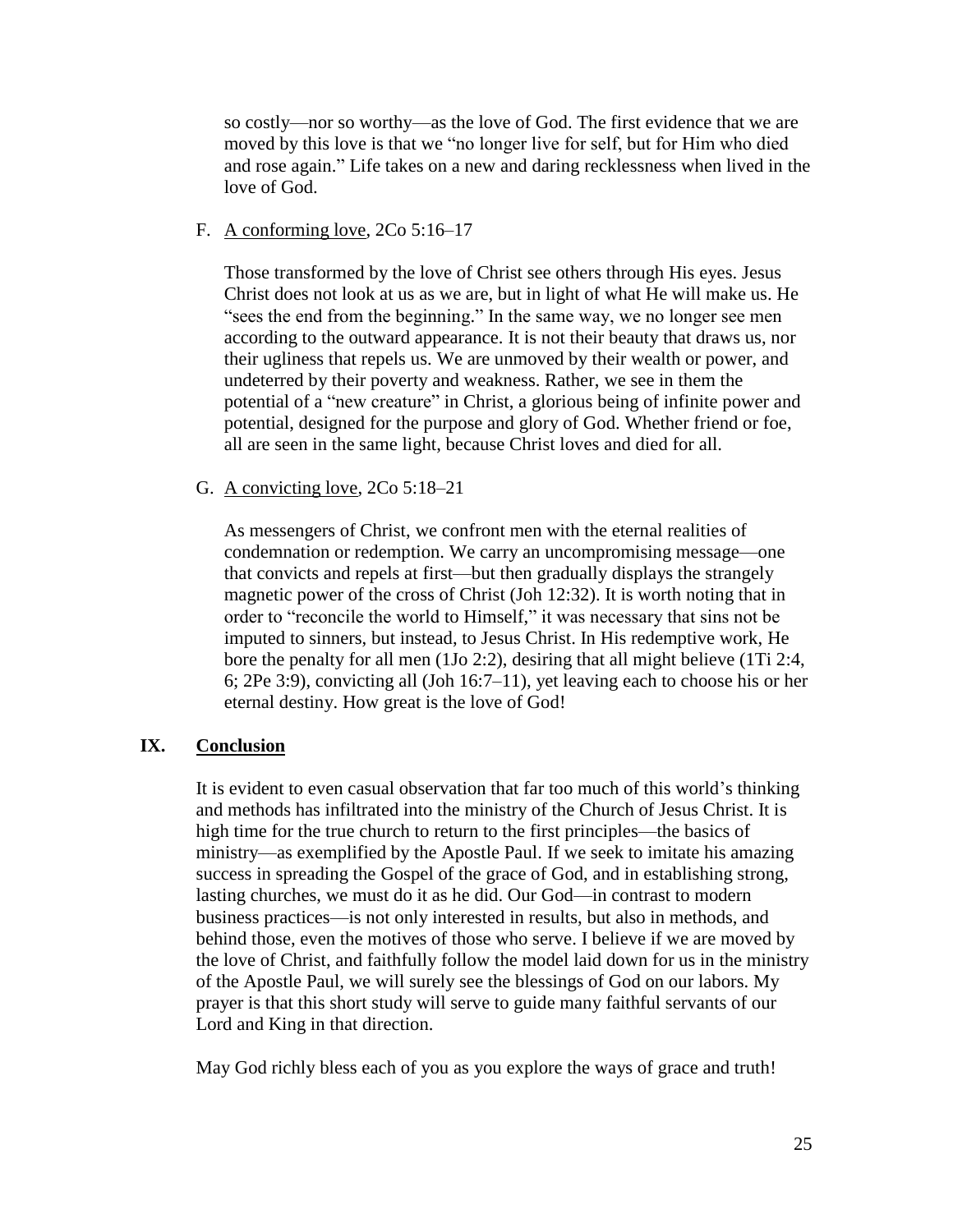so costly—nor so worthy—as the love of God. The first evidence that we are moved by this love is that we "no longer live for self, but for Him who died and rose again." Life takes on a new and daring recklessness when lived in the love of God.

F. A conforming love, 2Co 5:16–17

Those transformed by the love of Christ see others through His eyes. Jesus Christ does not look at us as we are, but in light of what He will make us. He "sees the end from the beginning." In the same way, we no longer see men according to the outward appearance. It is not their beauty that draws us, nor their ugliness that repels us. We are unmoved by their wealth or power, and undeterred by their poverty and weakness. Rather, we see in them the potential of a "new creature" in Christ, a glorious being of infinite power and potential, designed for the purpose and glory of God. Whether friend or foe, all are seen in the same light, because Christ loves and died for all.

G. A convicting love, 2Co 5:18–21

As messengers of Christ, we confront men with the eternal realities of condemnation or redemption. We carry an uncompromising message—one that convicts and repels at first—but then gradually displays the strangely magnetic power of the cross of Christ (Joh 12:32). It is worth noting that in order to "reconcile the world to Himself," it was necessary that sins not be imputed to sinners, but instead, to Jesus Christ. In His redemptive work, He bore the penalty for all men (1Jo 2:2), desiring that all might believe (1Ti 2:4, 6; 2Pe 3:9), convicting all (Joh 16:7–11), yet leaving each to choose his or her eternal destiny. How great is the love of God!

## IX. Conclusion

It is evident to even casual observation that far too much of this world's thinking and methods has infiltrated into the ministry of the Church of Jesus Christ. It is high time for the true church to return to the first principles—the basics of ministry—as exemplified by the Apostle Paul. If we seek to imitate his amazing success in spreading the Gospel of the grace of God, and in establishing strong, lasting churches, we must do it as he did. Our God—in contrast to modern business practices—is not only interested in results, but also in methods, and behind those, even the motives of those who serve. I believe if we are moved by the love of Christ, and faithfully follow the model laid down for us in the ministry of the Apostle Paul, we will surely see the blessings of God on our labors. My prayer is that this short study will serve to guide many faithful servants of our Lord and King in that direction.

May God richly bless each of you as you explore the ways of grace and truth!